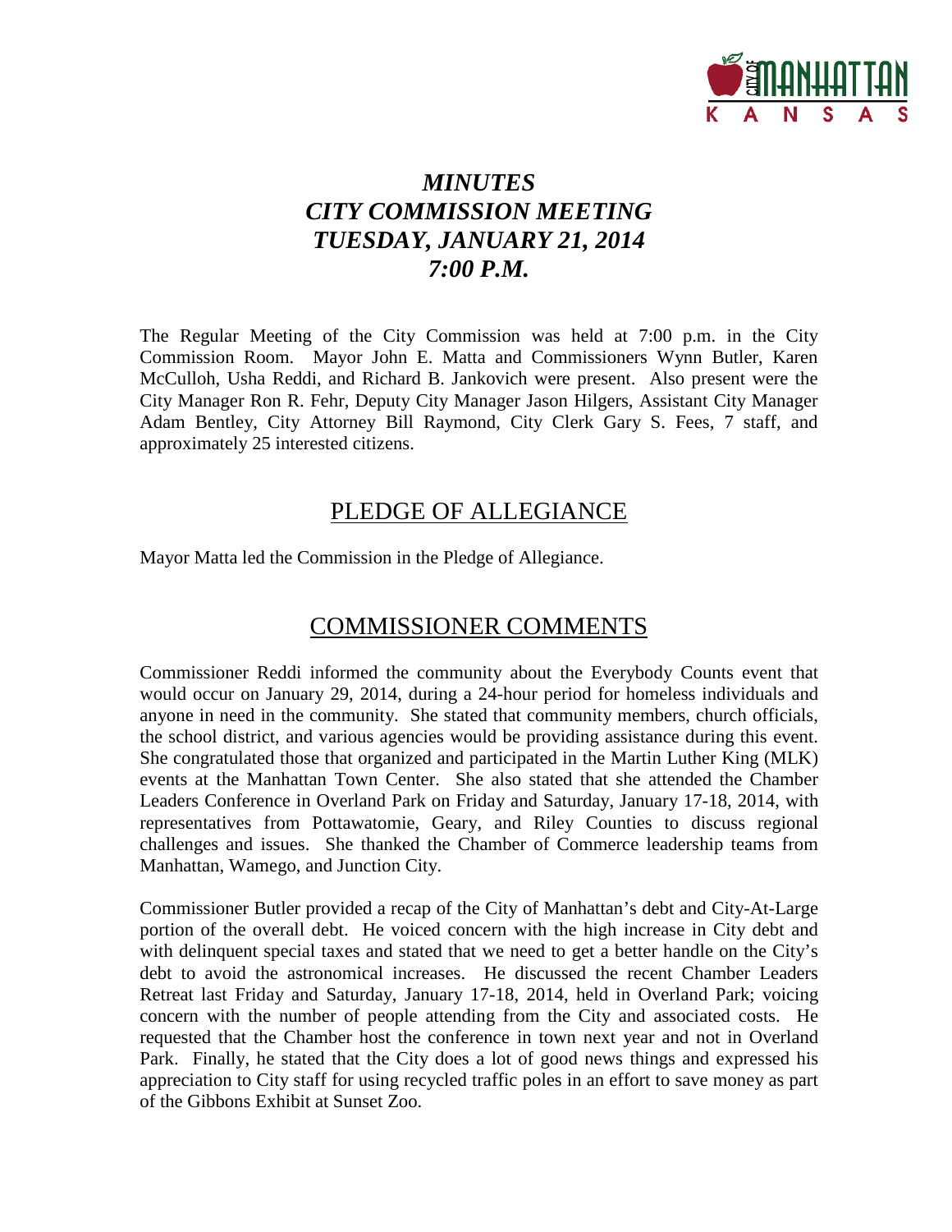# *MINUTES*
# *CITY COMMISSION MEETING*
# *TUESDAY, JANUARY 21, 2014*
# *7:00 P.M.*

The Regular Meeting of the City Commission was held at 7:00 p.m. in the City Commission Room. Mayor John E. Matta and Commissioners Wynn Butler, Karen McCulloh, Usha Reddi, and Richard B. Jankovich were present. Also present were the City Manager Ron R. Fehr, Deputy City Manager Jason Hilgers, Assistant City Manager Adam Bentley, City Attorney Bill Raymond, City Clerk Gary S. Fees, 7 staff, and approximately 25 interested citizens.

## PLEDGE OF ALLEGIANCE

Mayor Matta led the Commission in the Pledge of Allegiance.

## COMMISSIONER COMMENTS

Commissioner Reddi informed the community about the Everybody Counts event that would occur on January 29, 2014, during a 24-hour period for homeless individuals and anyone in need in the community. She stated that community members, church officials, the school district, and various agencies would be providing assistance during this event. She congratulated those that organized and participated in the Martin Luther King (MLK) events at the Manhattan Town Center. She also stated that she attended the Chamber Leaders Conference in Overland Park on Friday and Saturday, January 17-18, 2014, with representatives from Pottawatomie, Geary, and Riley Counties to discuss regional challenges and issues. She thanked the Chamber of Commerce leadership teams from Manhattan, Wamego, and Junction City.

Commissioner Butler provided a recap of the City of Manhattan's debt and City-At-Large portion of the overall debt. He voiced concern with the high increase in City debt and with delinquent special taxes and stated that we need to get a better handle on the City's debt to avoid the astronomical increases. He discussed the recent Chamber Leaders Retreat last Friday and Saturday, January 17-18, 2014, held in Overland Park; voicing concern with the number of people attending from the City and associated costs. He requested that the Chamber host the conference in town next year and not in Overland Park. Finally, he stated that the City does a lot of good news things and expressed his appreciation to City staff for using recycled traffic poles in an effort to save money as part of the Gibbons Exhibit at Sunset Zoo.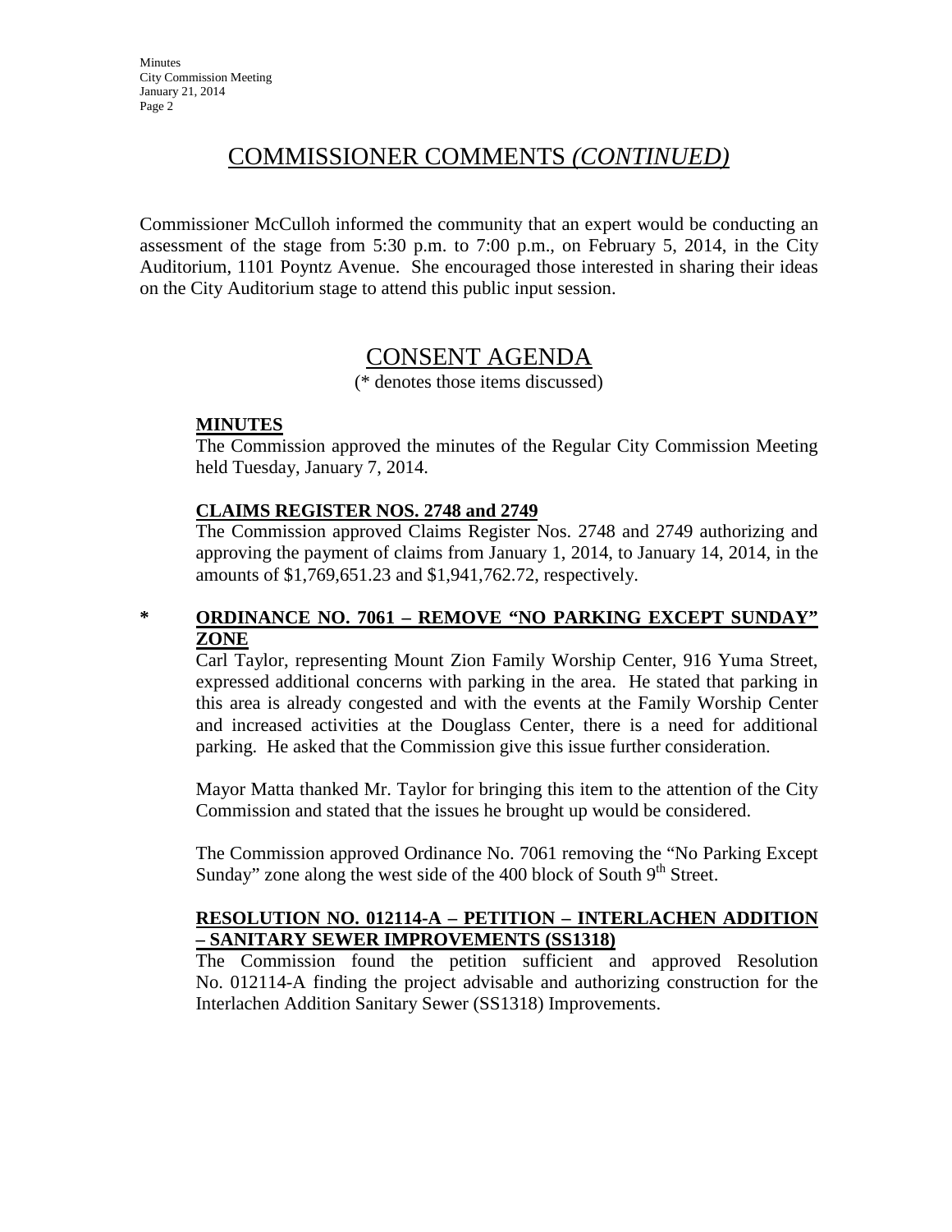# COMMISSIONER COMMENTS *(CONTINUED)*

Commissioner McCulloh informed the community that an expert would be conducting an assessment of the stage from 5:30 p.m. to 7:00 p.m., on February 5, 2014, in the City Auditorium, 1101 Poyntz Avenue. She encouraged those interested in sharing their ideas on the City Auditorium stage to attend this public input session.

# CONSENT AGENDA

(* denotes those items discussed)

**MINUTES**

The Commission approved the minutes of the Regular City Commission Meeting held Tuesday, January 7, 2014.

**CLAIMS REGISTER NOS. 2748 and 2749**

The Commission approved Claims Register Nos. 2748 and 2749 authorizing and approving the payment of claims from January 1, 2014, to January 14, 2014, in the amounts of $1,769,651.23 and $1,941,762.72, respectively.

\* **ORDINANCE NO. 7061 – REMOVE "NO PARKING EXCEPT SUNDAY" ZONE**

Carl Taylor, representing Mount Zion Family Worship Center, 916 Yuma Street, expressed additional concerns with parking in the area. He stated that parking in this area is already congested and with the events at the Family Worship Center and increased activities at the Douglass Center, there is a need for additional parking. He asked that the Commission give this issue further consideration.

Mayor Matta thanked Mr. Taylor for bringing this item to the attention of the City Commission and stated that the issues he brought up would be considered.

The Commission approved Ordinance No. 7061 removing the "No Parking Except Sunday" zone along the west side of the 400 block of South 9th Street.

**RESOLUTION NO. 012114-A – PETITION – INTERLACHEN ADDITION – SANITARY SEWER IMPROVEMENTS (SS1318)**

The Commission found the petition sufficient and approved Resolution No. 012114-A finding the project advisable and authorizing construction for the Interlachen Addition Sanitary Sewer (SS1318) Improvements.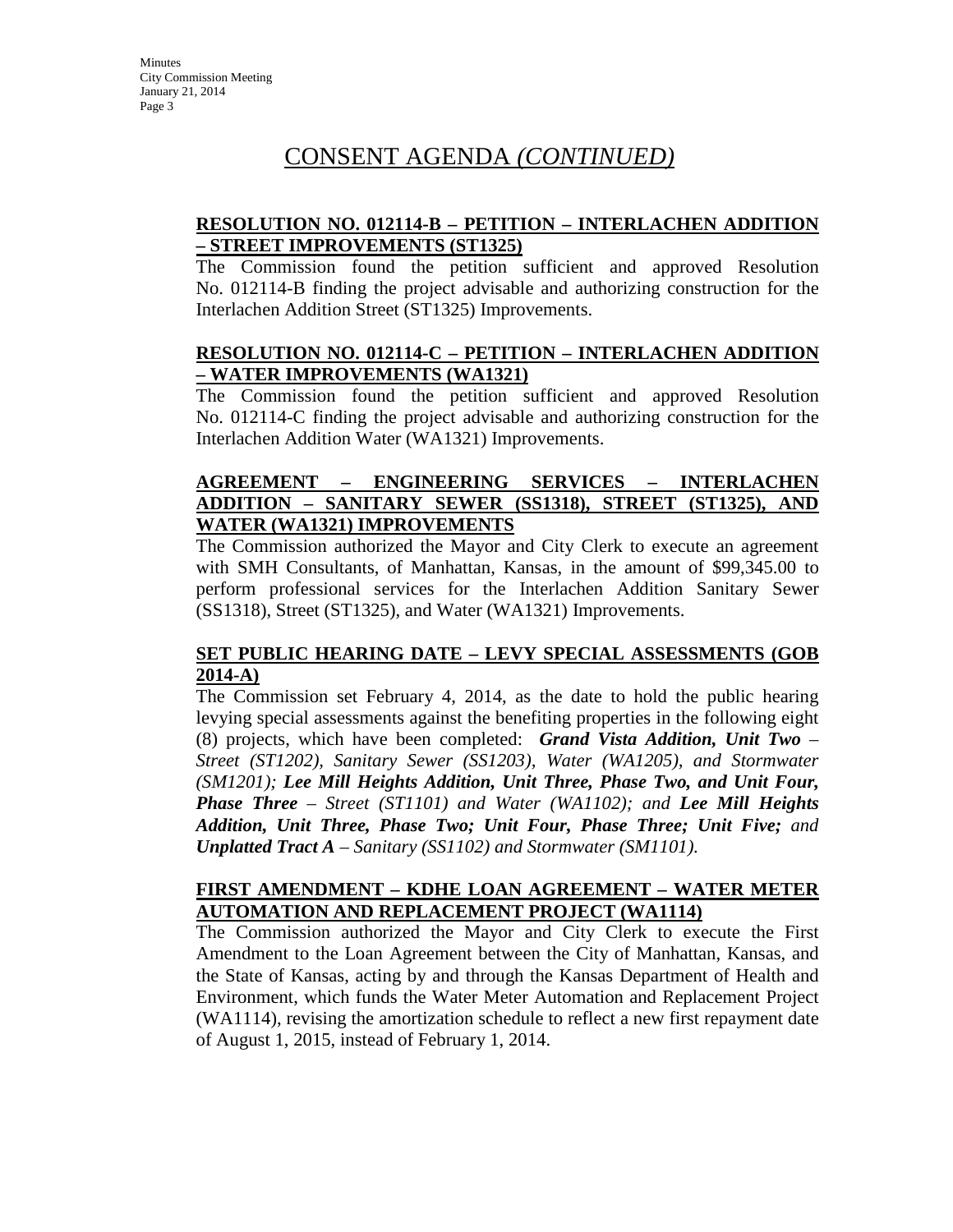# CONSENT AGENDA *(CONTINUED)*

**RESOLUTION NO. 012114-B – PETITION – INTERLACHEN ADDITION – STREET IMPROVEMENTS (ST1325)**

The Commission found the petition sufficient and approved Resolution No. 012114-B finding the project advisable and authorizing construction for the Interlachen Addition Street (ST1325) Improvements.

**RESOLUTION NO. 012114-C – PETITION – INTERLACHEN ADDITION – WATER IMPROVEMENTS (WA1321)**

The Commission found the petition sufficient and approved Resolution No. 012114-C finding the project advisable and authorizing construction for the Interlachen Addition Water (WA1321) Improvements.

**AGREEMENT – ENGINEERING SERVICES – INTERLACHEN ADDITION – SANITARY SEWER (SS1318), STREET (ST1325), AND WATER (WA1321) IMPROVEMENTS**

The Commission authorized the Mayor and City Clerk to execute an agreement with SMH Consultants, of Manhattan, Kansas, in the amount of $99,345.00 to perform professional services for the Interlachen Addition Sanitary Sewer (SS1318), Street (ST1325), and Water (WA1321) Improvements.

**SET PUBLIC HEARING DATE – LEVY SPECIAL ASSESSMENTS (GOB 2014-A)**

The Commission set February 4, 2014, as the date to hold the public hearing levying special assessments against the benefiting properties in the following eight (8) projects, which have been completed: ***Grand Vista Addition, Unit Two*** *– Street (ST1202), Sanitary Sewer (SS1203), Water (WA1205), and Stormwater (SM1201);* ***Lee Mill Heights Addition, Unit Three, Phase Two, and Unit Four, Phase Three*** *– Street (ST1101) and Water (WA1102); and* ***Lee Mill Heights Addition, Unit Three, Phase Two; Unit Four, Phase Three; Unit Five;*** *and* ***Unplatted Tract A*** *– Sanitary (SS1102) and Stormwater (SM1101).*

**FIRST AMENDMENT – KDHE LOAN AGREEMENT – WATER METER AUTOMATION AND REPLACEMENT PROJECT (WA1114)**

The Commission authorized the Mayor and City Clerk to execute the First Amendment to the Loan Agreement between the City of Manhattan, Kansas, and the State of Kansas, acting by and through the Kansas Department of Health and Environment, which funds the Water Meter Automation and Replacement Project (WA1114), revising the amortization schedule to reflect a new first repayment date of August 1, 2015, instead of February 1, 2014.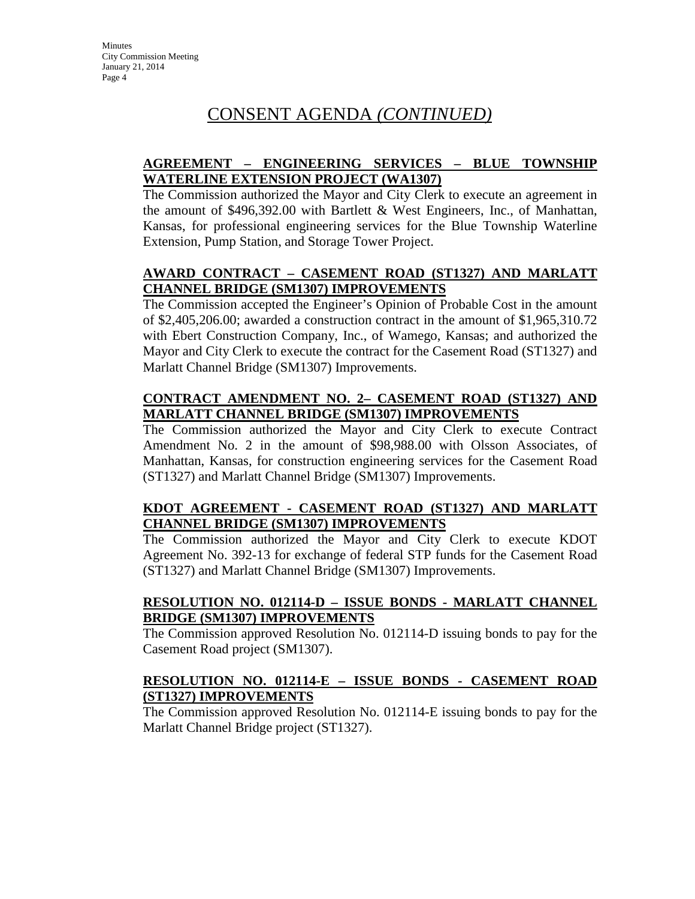# CONSENT AGENDA *(CONTINUED)*

**AGREEMENT – ENGINEERING SERVICES – BLUE TOWNSHIP WATERLINE EXTENSION PROJECT (WA1307)**

The Commission authorized the Mayor and City Clerk to execute an agreement in the amount of $496,392.00 with Bartlett & West Engineers, Inc., of Manhattan, Kansas, for professional engineering services for the Blue Township Waterline Extension, Pump Station, and Storage Tower Project.

**AWARD CONTRACT – CASEMENT ROAD (ST1327) AND MARLATT CHANNEL BRIDGE (SM1307) IMPROVEMENTS**

The Commission accepted the Engineer's Opinion of Probable Cost in the amount of $2,405,206.00; awarded a construction contract in the amount of $1,965,310.72 with Ebert Construction Company, Inc., of Wamego, Kansas; and authorized the Mayor and City Clerk to execute the contract for the Casement Road (ST1327) and Marlatt Channel Bridge (SM1307) Improvements.

**CONTRACT AMENDMENT NO. 2– CASEMENT ROAD (ST1327) AND MARLATT CHANNEL BRIDGE (SM1307) IMPROVEMENTS**

The Commission authorized the Mayor and City Clerk to execute Contract Amendment No. 2 in the amount of $98,988.00 with Olsson Associates, of Manhattan, Kansas, for construction engineering services for the Casement Road (ST1327) and Marlatt Channel Bridge (SM1307) Improvements.

**KDOT AGREEMENT - CASEMENT ROAD (ST1327) AND MARLATT CHANNEL BRIDGE (SM1307) IMPROVEMENTS**

The Commission authorized the Mayor and City Clerk to execute KDOT Agreement No. 392-13 for exchange of federal STP funds for the Casement Road (ST1327) and Marlatt Channel Bridge (SM1307) Improvements.

**RESOLUTION NO. 012114-D – ISSUE BONDS - MARLATT CHANNEL BRIDGE (SM1307) IMPROVEMENTS**

The Commission approved Resolution No. 012114-D issuing bonds to pay for the Casement Road project (SM1307).

**RESOLUTION NO. 012114-E – ISSUE BONDS - CASEMENT ROAD (ST1327) IMPROVEMENTS**

The Commission approved Resolution No. 012114-E issuing bonds to pay for the Marlatt Channel Bridge project (ST1327).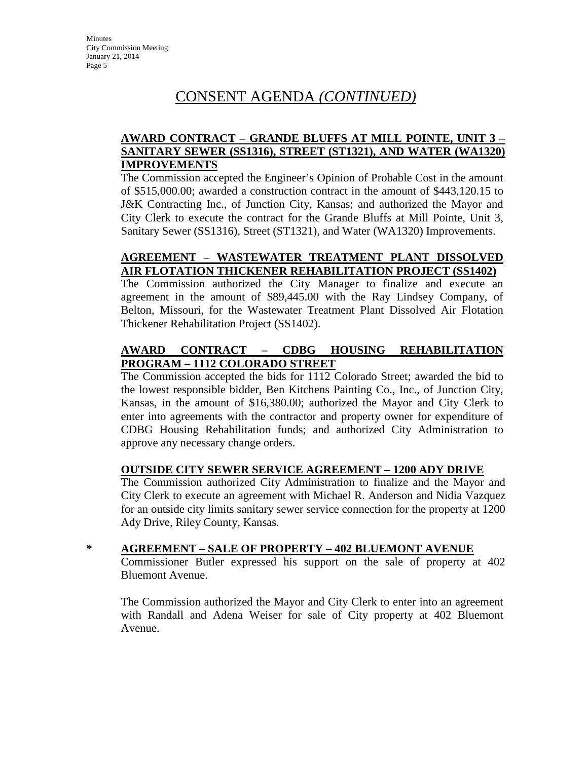# CONSENT AGENDA *(CONTINUED)*

**AWARD CONTRACT – GRANDE BLUFFS AT MILL POINTE, UNIT 3 – SANITARY SEWER (SS1316), STREET (ST1321), AND WATER (WA1320) IMPROVEMENTS**

The Commission accepted the Engineer's Opinion of Probable Cost in the amount of $515,000.00; awarded a construction contract in the amount of $443,120.15 to J&K Contracting Inc., of Junction City, Kansas; and authorized the Mayor and City Clerk to execute the contract for the Grande Bluffs at Mill Pointe, Unit 3, Sanitary Sewer (SS1316), Street (ST1321), and Water (WA1320) Improvements.

**AGREEMENT – WASTEWATER TREATMENT PLANT DISSOLVED AIR FLOTATION THICKENER REHABILITATION PROJECT (SS1402)**

The Commission authorized the City Manager to finalize and execute an agreement in the amount of $89,445.00 with the Ray Lindsey Company, of Belton, Missouri, for the Wastewater Treatment Plant Dissolved Air Flotation Thickener Rehabilitation Project (SS1402).

**AWARD CONTRACT – CDBG HOUSING REHABILITATION PROGRAM – 1112 COLORADO STREET**

The Commission accepted the bids for 1112 Colorado Street; awarded the bid to the lowest responsible bidder, Ben Kitchens Painting Co., Inc., of Junction City, Kansas, in the amount of $16,380.00; authorized the Mayor and City Clerk to enter into agreements with the contractor and property owner for expenditure of CDBG Housing Rehabilitation funds; and authorized City Administration to approve any necessary change orders.

**OUTSIDE CITY SEWER SERVICE AGREEMENT – 1200 ADY DRIVE**

The Commission authorized City Administration to finalize and the Mayor and City Clerk to execute an agreement with Michael R. Anderson and Nidia Vazquez for an outside city limits sanitary sewer service connection for the property at 1200 Ady Drive, Riley County, Kansas.

**\* AGREEMENT – SALE OF PROPERTY – 402 BLUEMONT AVENUE**

Commissioner Butler expressed his support on the sale of property at 402 Bluemont Avenue.

The Commission authorized the Mayor and City Clerk to enter into an agreement with Randall and Adena Weiser for sale of City property at 402 Bluemont Avenue.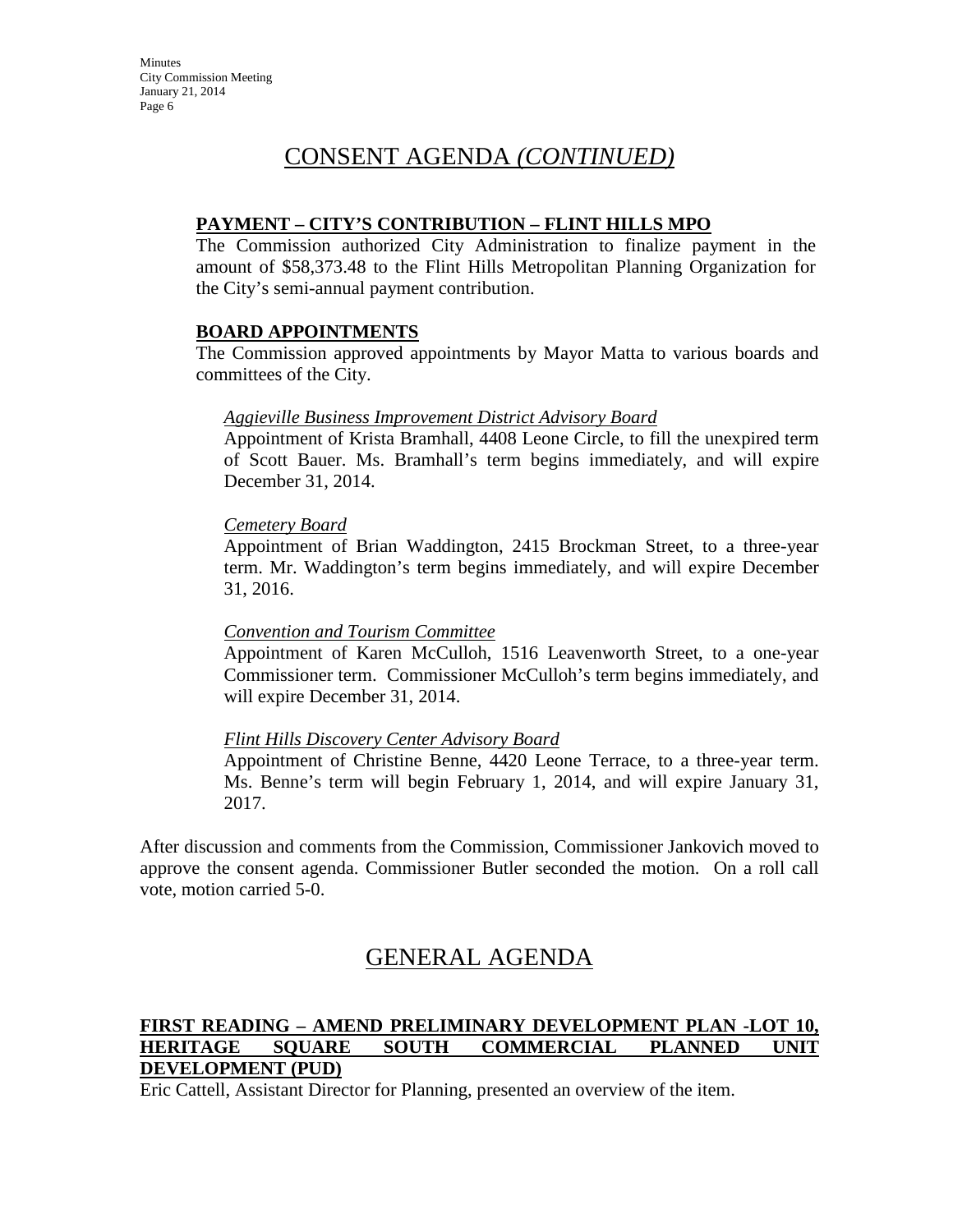# CONSENT AGENDA *(CONTINUED)*

**PAYMENT – CITY'S CONTRIBUTION – FLINT HILLS MPO**

The Commission authorized City Administration to finalize payment in the amount of $58,373.48 to the Flint Hills Metropolitan Planning Organization for the City's semi-annual payment contribution.

**BOARD APPOINTMENTS**

The Commission approved appointments by Mayor Matta to various boards and committees of the City.

*Aggieville Business Improvement District Advisory Board*

Appointment of Krista Bramhall, 4408 Leone Circle, to fill the unexpired term of Scott Bauer. Ms. Bramhall's term begins immediately, and will expire December 31, 2014.

*Cemetery Board*

Appointment of Brian Waddington, 2415 Brockman Street, to a three-year term. Mr. Waddington's term begins immediately, and will expire December 31, 2016.

*Convention and Tourism Committee*

Appointment of Karen McCulloh, 1516 Leavenworth Street, to a one-year Commissioner term. Commissioner McCulloh's term begins immediately, and will expire December 31, 2014.

*Flint Hills Discovery Center Advisory Board*

Appointment of Christine Benne, 4420 Leone Terrace, to a three-year term. Ms. Benne's term will begin February 1, 2014, and will expire January 31, 2017.

After discussion and comments from the Commission, Commissioner Jankovich moved to approve the consent agenda. Commissioner Butler seconded the motion. On a roll call vote, motion carried 5-0.

# GENERAL AGENDA

**FIRST READING – AMEND PRELIMINARY DEVELOPMENT PLAN -LOT 10, HERITAGE SQUARE SOUTH COMMERCIAL PLANNED UNIT DEVELOPMENT (PUD)**

Eric Cattell, Assistant Director for Planning, presented an overview of the item.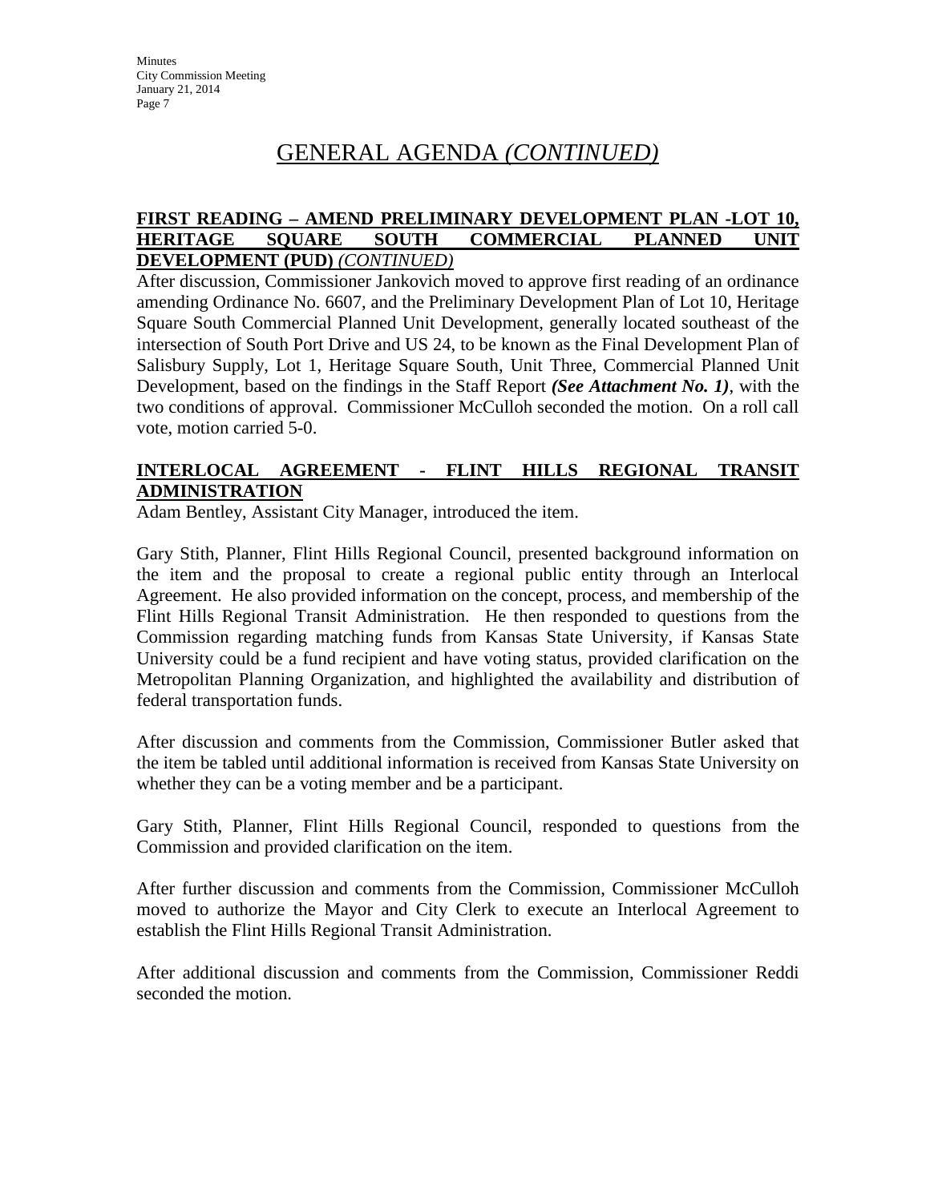# GENERAL AGENDA *(CONTINUED)*

**FIRST READING – AMEND PRELIMINARY DEVELOPMENT PLAN -LOT 10, HERITAGE SQUARE SOUTH COMMERCIAL PLANNED UNIT DEVELOPMENT (PUD)** ***(CONTINUED)***

After discussion, Commissioner Jankovich moved to approve first reading of an ordinance amending Ordinance No. 6607, and the Preliminary Development Plan of Lot 10, Heritage Square South Commercial Planned Unit Development, generally located southeast of the intersection of South Port Drive and US 24, to be known as the Final Development Plan of Salisbury Supply, Lot 1, Heritage Square South, Unit Three, Commercial Planned Unit Development, based on the findings in the Staff Report ***(See Attachment No. 1)***, with the two conditions of approval. Commissioner McCulloh seconded the motion. On a roll call vote, motion carried 5-0.

**INTERLOCAL AGREEMENT - FLINT HILLS REGIONAL TRANSIT ADMINISTRATION**

Adam Bentley, Assistant City Manager, introduced the item.

Gary Stith, Planner, Flint Hills Regional Council, presented background information on the item and the proposal to create a regional public entity through an Interlocal Agreement. He also provided information on the concept, process, and membership of the Flint Hills Regional Transit Administration. He then responded to questions from the Commission regarding matching funds from Kansas State University, if Kansas State University could be a fund recipient and have voting status, provided clarification on the Metropolitan Planning Organization, and highlighted the availability and distribution of federal transportation funds.

After discussion and comments from the Commission, Commissioner Butler asked that the item be tabled until additional information is received from Kansas State University on whether they can be a voting member and be a participant.

Gary Stith, Planner, Flint Hills Regional Council, responded to questions from the Commission and provided clarification on the item.

After further discussion and comments from the Commission, Commissioner McCulloh moved to authorize the Mayor and City Clerk to execute an Interlocal Agreement to establish the Flint Hills Regional Transit Administration.

After additional discussion and comments from the Commission, Commissioner Reddi seconded the motion.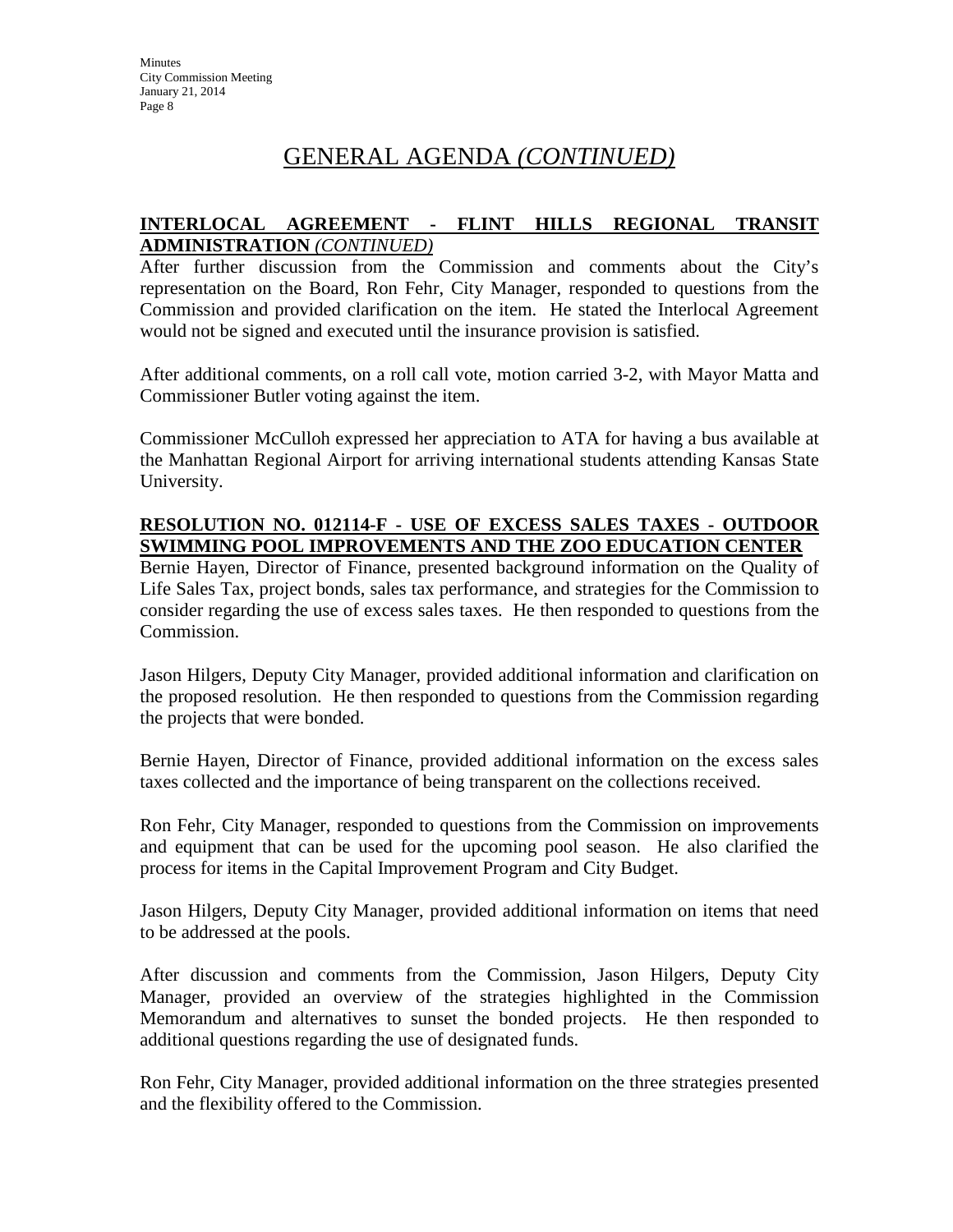# GENERAL AGENDA *(CONTINUED)*

**INTERLOCAL AGREEMENT - FLINT HILLS REGIONAL TRANSIT ADMINISTRATION** ***(CONTINUED)***

After further discussion from the Commission and comments about the City's representation on the Board, Ron Fehr, City Manager, responded to questions from the Commission and provided clarification on the item. He stated the Interlocal Agreement would not be signed and executed until the insurance provision is satisfied.

After additional comments, on a roll call vote, motion carried 3-2, with Mayor Matta and Commissioner Butler voting against the item.

Commissioner McCulloh expressed her appreciation to ATA for having a bus available at the Manhattan Regional Airport for arriving international students attending Kansas State University.

**RESOLUTION NO. 012114-F - USE OF EXCESS SALES TAXES - OUTDOOR SWIMMING POOL IMPROVEMENTS AND THE ZOO EDUCATION CENTER**

Bernie Hayen, Director of Finance, presented background information on the Quality of Life Sales Tax, project bonds, sales tax performance, and strategies for the Commission to consider regarding the use of excess sales taxes. He then responded to questions from the Commission.

Jason Hilgers, Deputy City Manager, provided additional information and clarification on the proposed resolution. He then responded to questions from the Commission regarding the projects that were bonded.

Bernie Hayen, Director of Finance, provided additional information on the excess sales taxes collected and the importance of being transparent on the collections received.

Ron Fehr, City Manager, responded to questions from the Commission on improvements and equipment that can be used for the upcoming pool season. He also clarified the process for items in the Capital Improvement Program and City Budget.

Jason Hilgers, Deputy City Manager, provided additional information on items that need to be addressed at the pools.

After discussion and comments from the Commission, Jason Hilgers, Deputy City Manager, provided an overview of the strategies highlighted in the Commission Memorandum and alternatives to sunset the bonded projects. He then responded to additional questions regarding the use of designated funds.

Ron Fehr, City Manager, provided additional information on the three strategies presented and the flexibility offered to the Commission.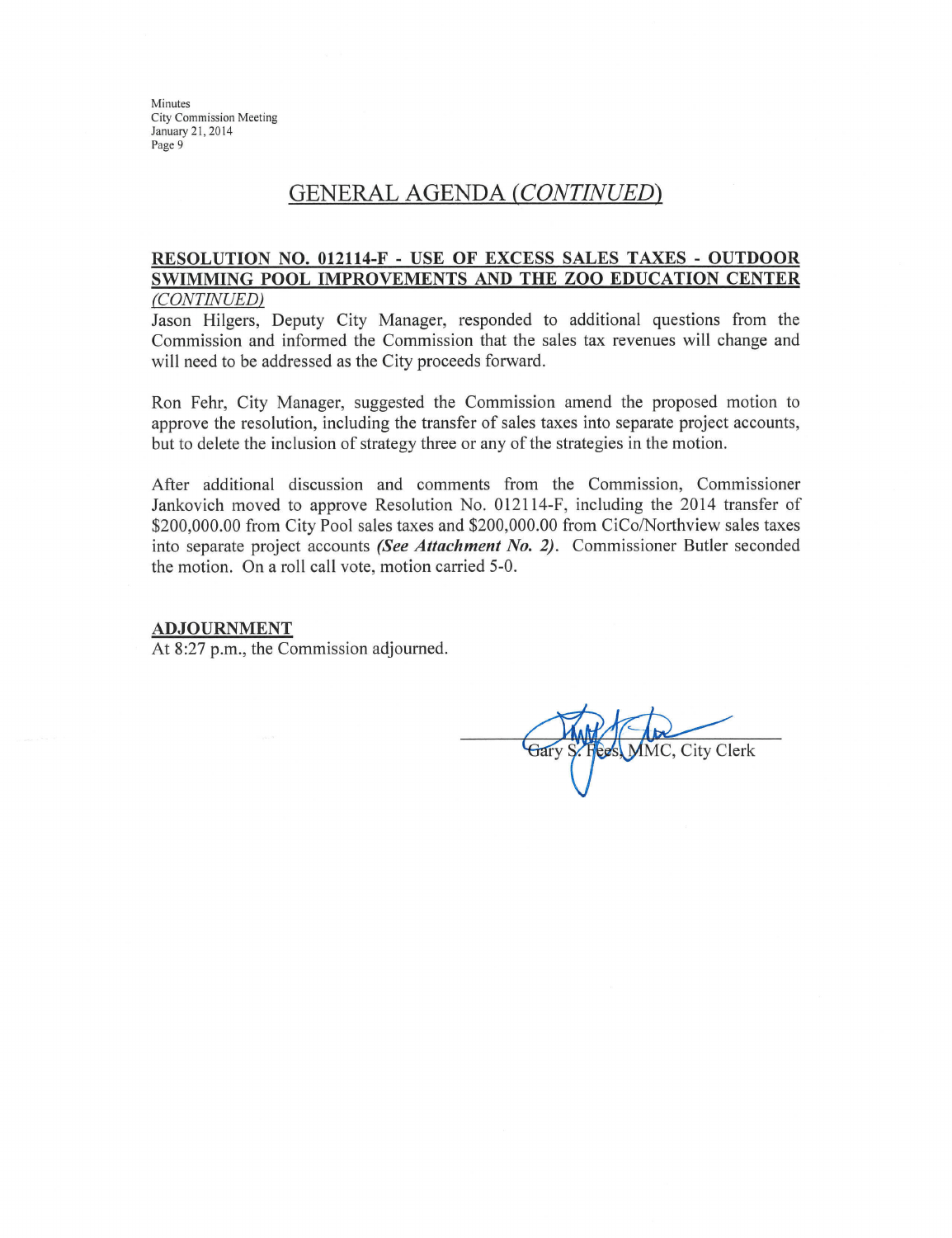## GENERAL AGENDA *(CONTINUED)*

**RESOLUTION NO. 012114-F - USE OF EXCESS SALES TAXES - OUTDOOR SWIMMING POOL IMPROVEMENTS AND THE ZOO EDUCATION CENTER** *(CONTINUED)*

Jason Hilgers, Deputy City Manager, responded to additional questions from the Commission and informed the Commission that the sales tax revenues will change and will need to be addressed as the City proceeds forward.

Ron Fehr, City Manager, suggested the Commission amend the proposed motion to approve the resolution, including the transfer of sales taxes into separate project accounts, but to delete the inclusion of strategy three or any of the strategies in the motion.

After additional discussion and comments from the Commission, Commissioner Jankovich moved to approve Resolution No. 012114-F, including the 2014 transfer of $200,000.00 from City Pool sales taxes and $200,000.00 from CiCo/Northview sales taxes into separate project accounts ***(See Attachment No. 2)***. Commissioner Butler seconded the motion. On a roll call vote, motion carried 5-0.

**ADJOURNMENT**

At 8:27 p.m., the Commission adjourned.

Gary S. Fees, MMC, City Clerk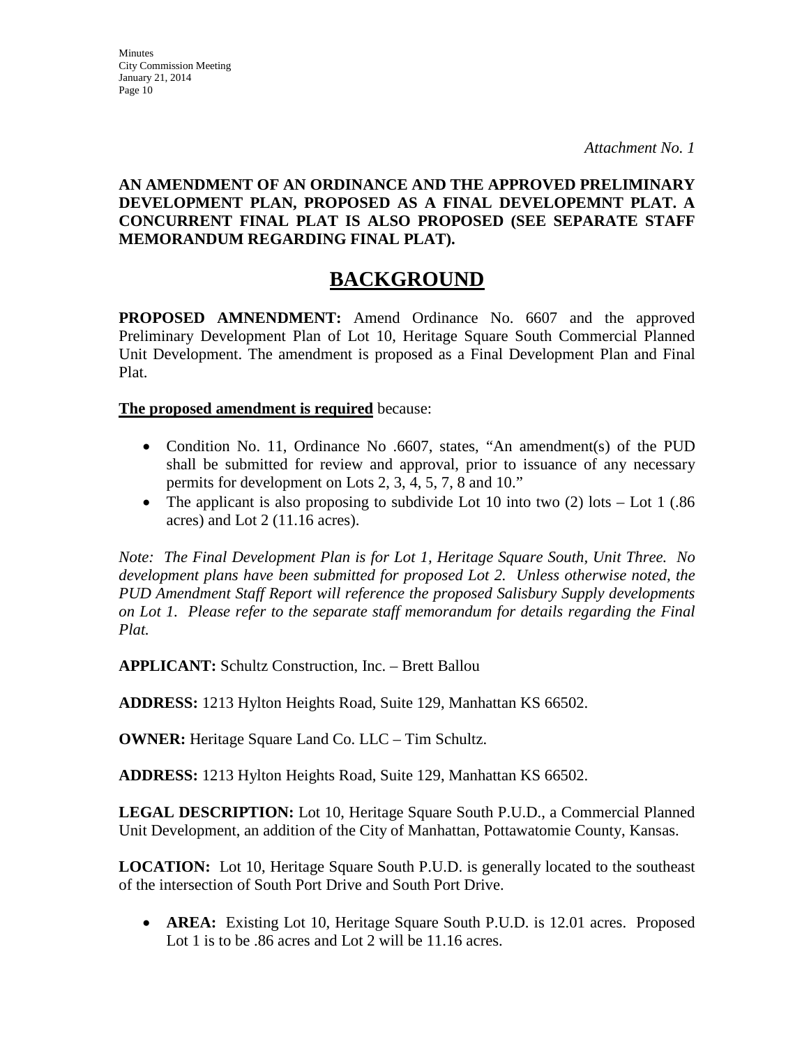*Attachment No. 1*

**AN AMENDMENT OF AN ORDINANCE AND THE APPROVED PRELIMINARY DEVELOPMENT PLAN, PROPOSED AS A FINAL DEVELOPEMNT PLAT. A CONCURRENT FINAL PLAT IS ALSO PROPOSED (SEE SEPARATE STAFF MEMORANDUM REGARDING FINAL PLAT).**

# BACKGROUND

**PROPOSED AMNENDMENT:** Amend Ordinance No. 6607 and the approved Preliminary Development Plan of Lot 10, Heritage Square South Commercial Planned Unit Development. The amendment is proposed as a Final Development Plan and Final Plat.

**The proposed amendment is required** because:

- Condition No. 11, Ordinance No .6607, states, "An amendment(s) of the PUD shall be submitted for review and approval, prior to issuance of any necessary permits for development on Lots 2, 3, 4, 5, 7, 8 and 10."
- The applicant is also proposing to subdivide Lot 10 into two (2) lots – Lot 1 (.86 acres) and Lot 2 (11.16 acres).

*Note: The Final Development Plan is for Lot 1, Heritage Square South, Unit Three. No development plans have been submitted for proposed Lot 2. Unless otherwise noted, the PUD Amendment Staff Report will reference the proposed Salisbury Supply developments on Lot 1. Please refer to the separate staff memorandum for details regarding the Final Plat.*

**APPLICANT:** Schultz Construction, Inc. – Brett Ballou

**ADDRESS:** 1213 Hylton Heights Road, Suite 129, Manhattan KS 66502.

**OWNER:** Heritage Square Land Co. LLC – Tim Schultz.

**ADDRESS:** 1213 Hylton Heights Road, Suite 129, Manhattan KS 66502.

**LEGAL DESCRIPTION:** Lot 10, Heritage Square South P.U.D., a Commercial Planned Unit Development, an addition of the City of Manhattan, Pottawatomie County, Kansas.

**LOCATION:** Lot 10, Heritage Square South P.U.D. is generally located to the southeast of the intersection of South Port Drive and South Port Drive.

- **AREA:** Existing Lot 10, Heritage Square South P.U.D. is 12.01 acres. Proposed Lot 1 is to be .86 acres and Lot 2 will be 11.16 acres.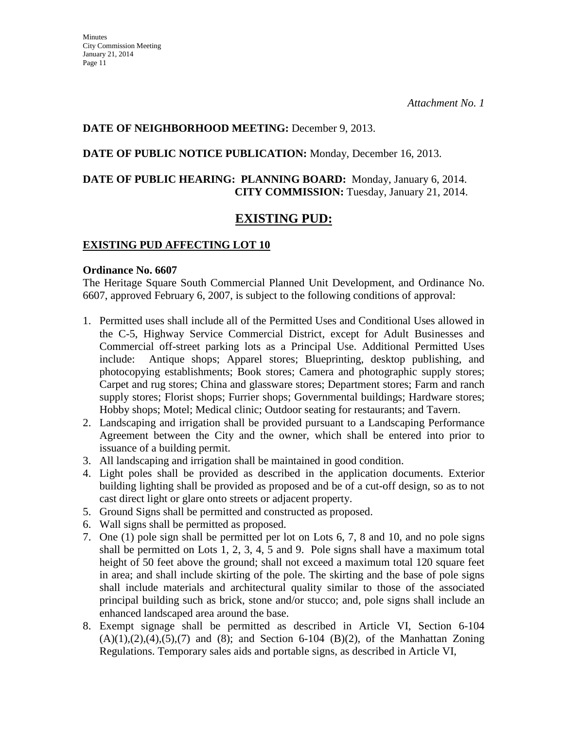*Attachment No. 1*

**DATE OF NEIGHBORHOOD MEETING:** December 9, 2013.

**DATE OF PUBLIC NOTICE PUBLICATION:** Monday, December 16, 2013.

**DATE OF PUBLIC HEARING: PLANNING BOARD:** Monday, January 6, 2014.
**CITY COMMISSION:** Tuesday, January 21, 2014.

## EXISTING PUD:

### EXISTING PUD AFFECTING LOT 10

**Ordinance No. 6607**

The Heritage Square South Commercial Planned Unit Development, and Ordinance No. 6607, approved February 6, 2007, is subject to the following conditions of approval:

1. Permitted uses shall include all of the Permitted Uses and Conditional Uses allowed in the C-5, Highway Service Commercial District, except for Adult Businesses and Commercial off-street parking lots as a Principal Use. Additional Permitted Uses include: Antique shops; Apparel stores; Blueprinting, desktop publishing, and photocopying establishments; Book stores; Camera and photographic supply stores; Carpet and rug stores; China and glassware stores; Department stores; Farm and ranch supply stores; Florist shops; Furrier shops; Governmental buildings; Hardware stores; Hobby shops; Motel; Medical clinic; Outdoor seating for restaurants; and Tavern.
2. Landscaping and irrigation shall be provided pursuant to a Landscaping Performance Agreement between the City and the owner, which shall be entered into prior to issuance of a building permit.
3. All landscaping and irrigation shall be maintained in good condition.
4. Light poles shall be provided as described in the application documents. Exterior building lighting shall be provided as proposed and be of a cut-off design, so as to not cast direct light or glare onto streets or adjacent property.
5. Ground Signs shall be permitted and constructed as proposed.
6. Wall signs shall be permitted as proposed.
7. One (1) pole sign shall be permitted per lot on Lots 6, 7, 8 and 10, and no pole signs shall be permitted on Lots 1, 2, 3, 4, 5 and 9. Pole signs shall have a maximum total height of 50 feet above the ground; shall not exceed a maximum total 120 square feet in area; and shall include skirting of the pole. The skirting and the base of pole signs shall include materials and architectural quality similar to those of the associated principal building such as brick, stone and/or stucco; and, pole signs shall include an enhanced landscaped area around the base.
8. Exempt signage shall be permitted as described in Article VI, Section 6-104 (A)(1),(2),(4),(5),(7) and (8); and Section 6-104 (B)(2), of the Manhattan Zoning Regulations. Temporary sales aids and portable signs, as described in Article VI,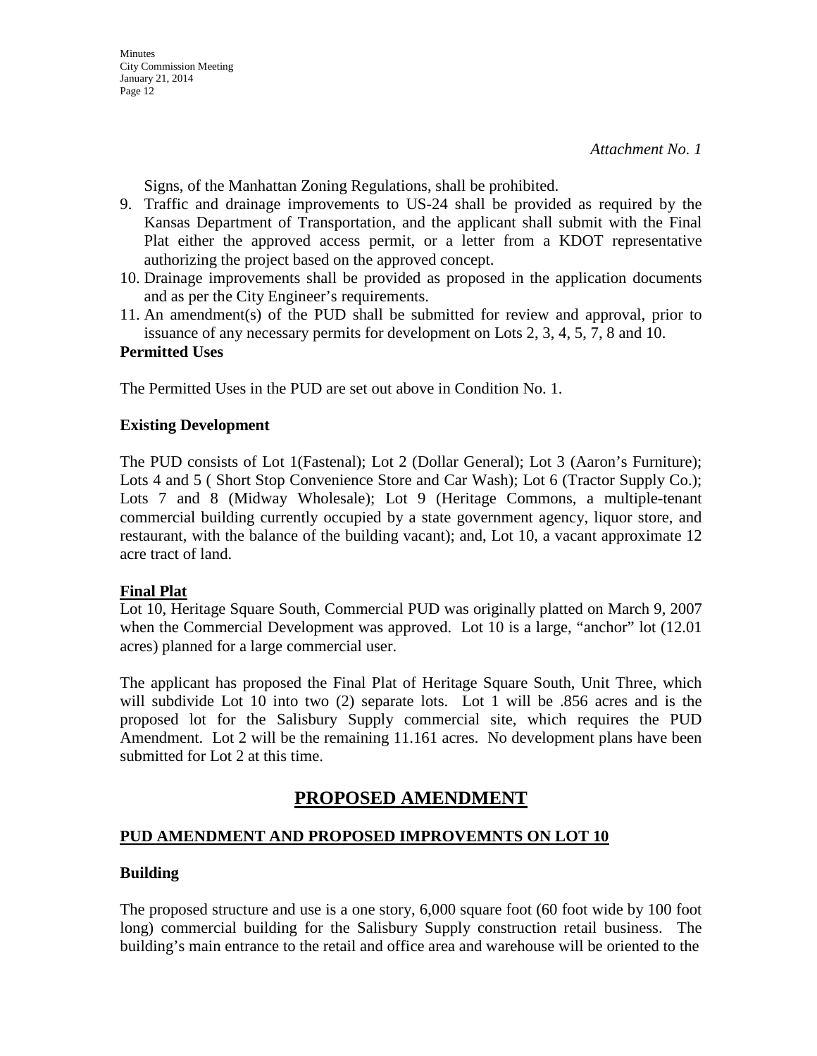*Attachment No. 1*

Signs, of the Manhattan Zoning Regulations, shall be prohibited.

9. Traffic and drainage improvements to US-24 shall be provided as required by the Kansas Department of Transportation, and the applicant shall submit with the Final Plat either the approved access permit, or a letter from a KDOT representative authorizing the project based on the approved concept.
10. Drainage improvements shall be provided as proposed in the application documents and as per the City Engineer's requirements.
11. An amendment(s) of the PUD shall be submitted for review and approval, prior to issuance of any necessary permits for development on Lots 2, 3, 4, 5, 7, 8 and 10.

**Permitted Uses**

The Permitted Uses in the PUD are set out above in Condition No. 1.

**Existing Development**

The PUD consists of Lot 1(Fastenal); Lot 2 (Dollar General); Lot 3 (Aaron's Furniture); Lots 4 and 5 ( Short Stop Convenience Store and Car Wash); Lot 6 (Tractor Supply Co.); Lots 7 and 8 (Midway Wholesale); Lot 9 (Heritage Commons, a multiple-tenant commercial building currently occupied by a state government agency, liquor store, and restaurant, with the balance of the building vacant); and, Lot 10, a vacant approximate 12 acre tract of land.

**Final Plat**

Lot 10, Heritage Square South, Commercial PUD was originally platted on March 9, 2007 when the Commercial Development was approved. Lot 10 is a large, "anchor" lot (12.01 acres) planned for a large commercial user.

The applicant has proposed the Final Plat of Heritage Square South, Unit Three, which will subdivide Lot 10 into two (2) separate lots. Lot 1 will be .856 acres and is the proposed lot for the Salisbury Supply commercial site, which requires the PUD Amendment. Lot 2 will be the remaining 11.161 acres. No development plans have been submitted for Lot 2 at this time.

## PROPOSED AMENDMENT

### PUD AMENDMENT AND PROPOSED IMPROVEMNTS ON LOT 10

**Building**

The proposed structure and use is a one story, 6,000 square foot (60 foot wide by 100 foot long) commercial building for the Salisbury Supply construction retail business. The building's main entrance to the retail and office area and warehouse will be oriented to the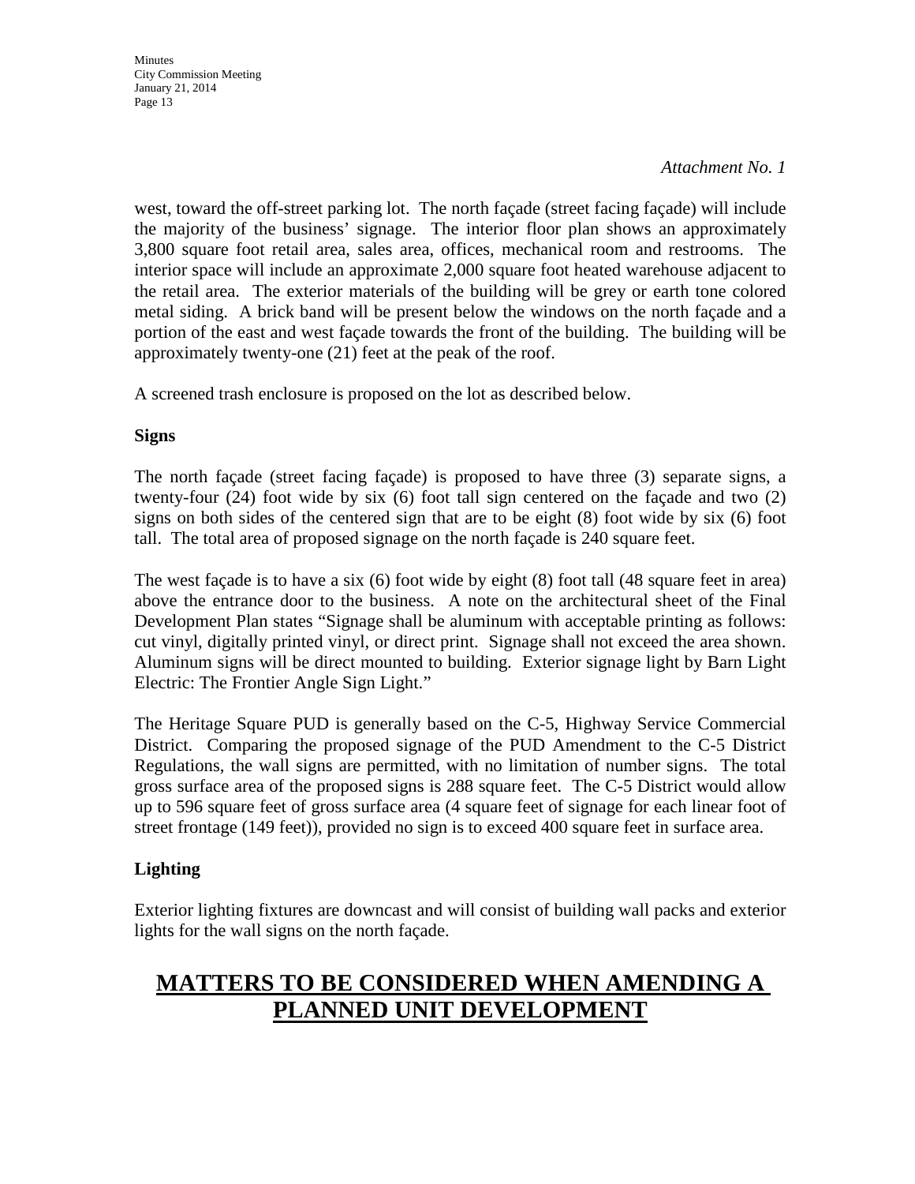*Attachment No. 1*

west, toward the off-street parking lot. The north façade (street facing façade) will include the majority of the business' signage. The interior floor plan shows an approximately 3,800 square foot retail area, sales area, offices, mechanical room and restrooms. The interior space will include an approximate 2,000 square foot heated warehouse adjacent to the retail area. The exterior materials of the building will be grey or earth tone colored metal siding. A brick band will be present below the windows on the north façade and a portion of the east and west façade towards the front of the building. The building will be approximately twenty-one (21) feet at the peak of the roof.

A screened trash enclosure is proposed on the lot as described below.

**Signs**

The north façade (street facing façade) is proposed to have three (3) separate signs, a twenty-four (24) foot wide by six (6) foot tall sign centered on the façade and two (2) signs on both sides of the centered sign that are to be eight (8) foot wide by six (6) foot tall. The total area of proposed signage on the north façade is 240 square feet.

The west façade is to have a six (6) foot wide by eight (8) foot tall (48 square feet in area) above the entrance door to the business. A note on the architectural sheet of the Final Development Plan states "Signage shall be aluminum with acceptable printing as follows: cut vinyl, digitally printed vinyl, or direct print. Signage shall not exceed the area shown. Aluminum signs will be direct mounted to building. Exterior signage light by Barn Light Electric: The Frontier Angle Sign Light."

The Heritage Square PUD is generally based on the C-5, Highway Service Commercial District. Comparing the proposed signage of the PUD Amendment to the C-5 District Regulations, the wall signs are permitted, with no limitation of number signs. The total gross surface area of the proposed signs is 288 square feet. The C-5 District would allow up to 596 square feet of gross surface area (4 square feet of signage for each linear foot of street frontage (149 feet)), provided no sign is to exceed 400 square feet in surface area.

**Lighting**

Exterior lighting fixtures are downcast and will consist of building wall packs and exterior lights for the wall signs on the north façade.

## **MATTERS TO BE CONSIDERED WHEN AMENDING A PLANNED UNIT DEVELOPMENT**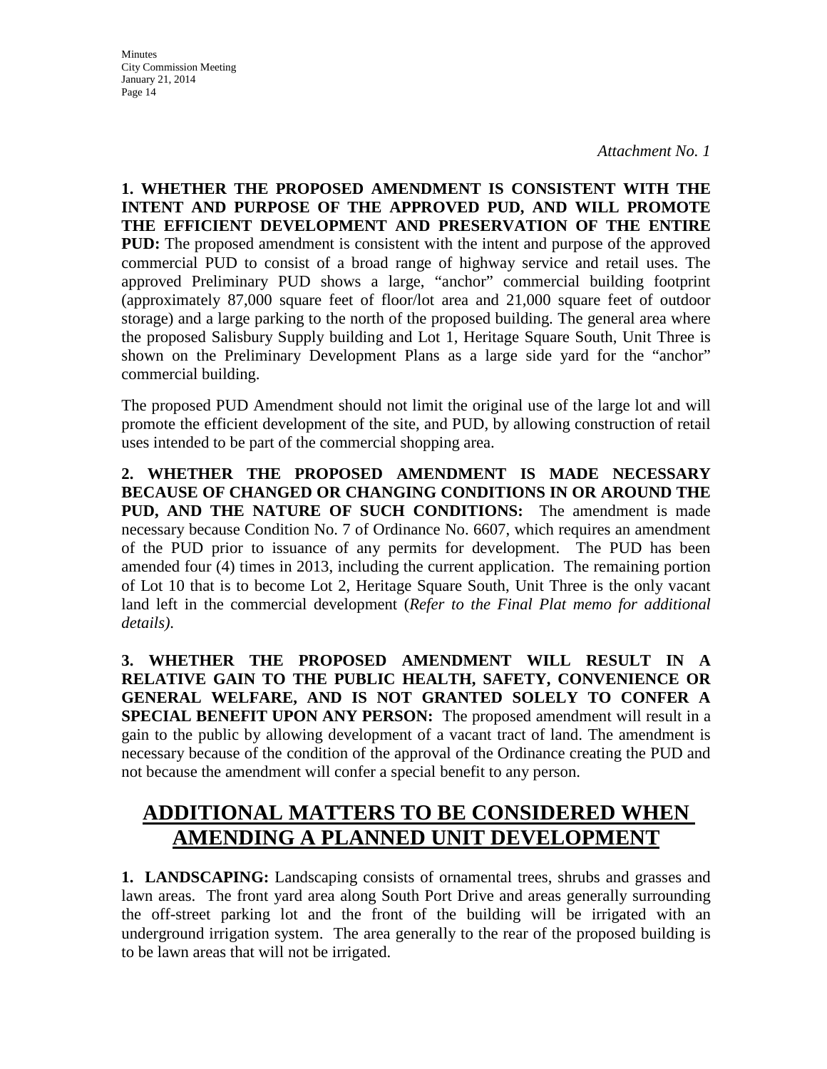*Attachment No. 1*

**1. WHETHER THE PROPOSED AMENDMENT IS CONSISTENT WITH THE INTENT AND PURPOSE OF THE APPROVED PUD, AND WILL PROMOTE THE EFFICIENT DEVELOPMENT AND PRESERVATION OF THE ENTIRE PUD:** The proposed amendment is consistent with the intent and purpose of the approved commercial PUD to consist of a broad range of highway service and retail uses. The approved Preliminary PUD shows a large, "anchor" commercial building footprint (approximately 87,000 square feet of floor/lot area and 21,000 square feet of outdoor storage) and a large parking to the north of the proposed building. The general area where the proposed Salisbury Supply building and Lot 1, Heritage Square South, Unit Three is shown on the Preliminary Development Plans as a large side yard for the "anchor" commercial building.

The proposed PUD Amendment should not limit the original use of the large lot and will promote the efficient development of the site, and PUD, by allowing construction of retail uses intended to be part of the commercial shopping area.

**2. WHETHER THE PROPOSED AMENDMENT IS MADE NECESSARY BECAUSE OF CHANGED OR CHANGING CONDITIONS IN OR AROUND THE PUD, AND THE NATURE OF SUCH CONDITIONS:** The amendment is made necessary because Condition No. 7 of Ordinance No. 6607, which requires an amendment of the PUD prior to issuance of any permits for development. The PUD has been amended four (4) times in 2013, including the current application. The remaining portion of Lot 10 that is to become Lot 2, Heritage Square South, Unit Three is the only vacant land left in the commercial development (*Refer to the Final Plat memo for additional details)*.

**3. WHETHER THE PROPOSED AMENDMENT WILL RESULT IN A RELATIVE GAIN TO THE PUBLIC HEALTH, SAFETY, CONVENIENCE OR GENERAL WELFARE, AND IS NOT GRANTED SOLELY TO CONFER A SPECIAL BENEFIT UPON ANY PERSON:** The proposed amendment will result in a gain to the public by allowing development of a vacant tract of land. The amendment is necessary because of the condition of the approval of the Ordinance creating the PUD and not because the amendment will confer a special benefit to any person.

## ADDITIONAL MATTERS TO BE CONSIDERED WHEN AMENDING A PLANNED UNIT DEVELOPMENT

**1. LANDSCAPING:** Landscaping consists of ornamental trees, shrubs and grasses and lawn areas. The front yard area along South Port Drive and areas generally surrounding the off-street parking lot and the front of the building will be irrigated with an underground irrigation system. The area generally to the rear of the proposed building is to be lawn areas that will not be irrigated.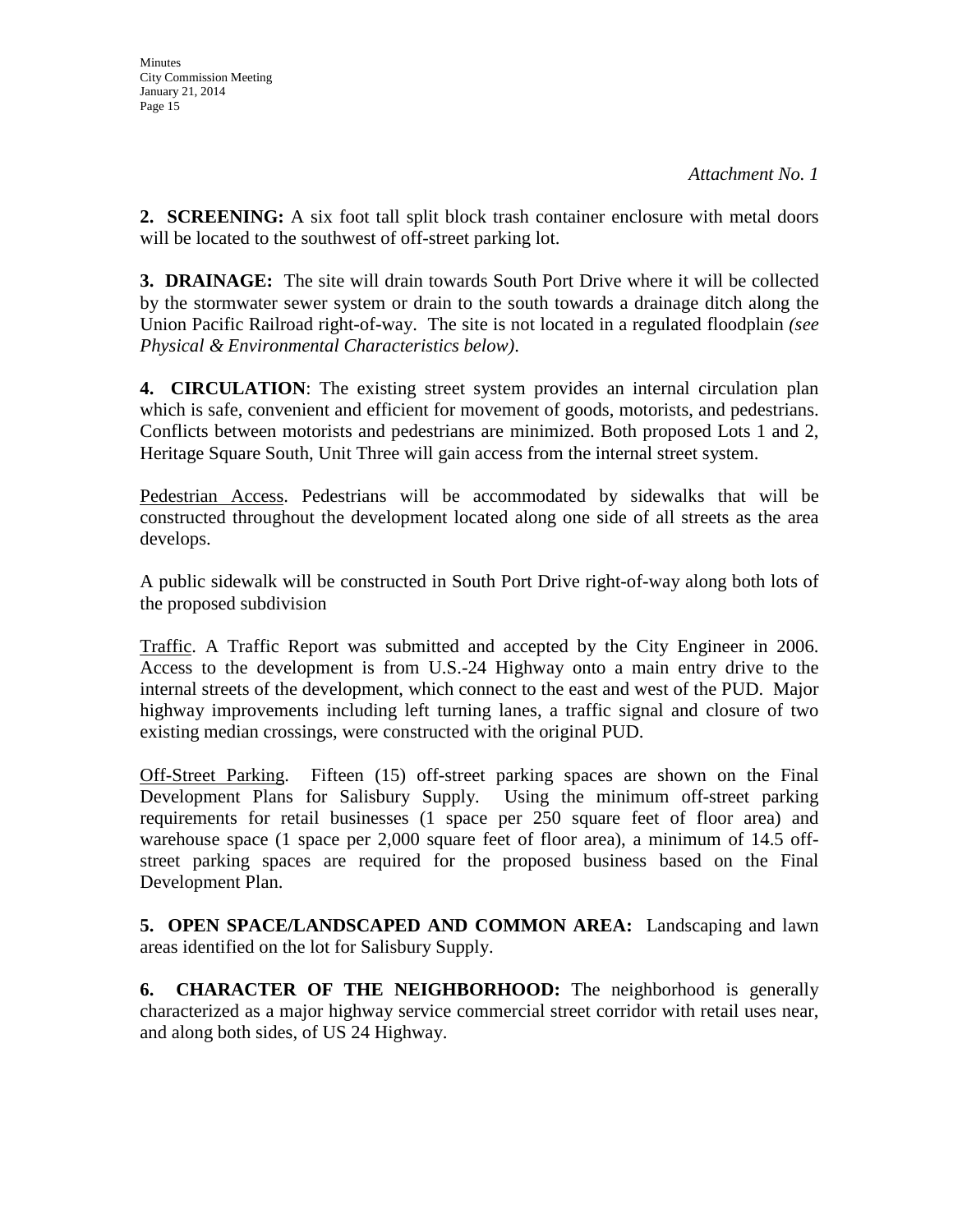*Attachment No. 1*

**2. SCREENING:** A six foot tall split block trash container enclosure with metal doors will be located to the southwest of off-street parking lot.

**3. DRAINAGE:** The site will drain towards South Port Drive where it will be collected by the stormwater sewer system or drain to the south towards a drainage ditch along the Union Pacific Railroad right-of-way. The site is not located in a regulated floodplain *(see Physical & Environmental Characteristics below)*.

**4. CIRCULATION**: The existing street system provides an internal circulation plan which is safe, convenient and efficient for movement of goods, motorists, and pedestrians. Conflicts between motorists and pedestrians are minimized. Both proposed Lots 1 and 2, Heritage Square South, Unit Three will gain access from the internal street system.

<u>Pedestrian Access</u>. Pedestrians will be accommodated by sidewalks that will be constructed throughout the development located along one side of all streets as the area develops.

A public sidewalk will be constructed in South Port Drive right-of-way along both lots of the proposed subdivision

<u>Traffic</u>. A Traffic Report was submitted and accepted by the City Engineer in 2006. Access to the development is from U.S.-24 Highway onto a main entry drive to the internal streets of the development, which connect to the east and west of the PUD. Major highway improvements including left turning lanes, a traffic signal and closure of two existing median crossings, were constructed with the original PUD.

<u>Off-Street Parking</u>. Fifteen (15) off-street parking spaces are shown on the Final Development Plans for Salisbury Supply. Using the minimum off-street parking requirements for retail businesses (1 space per 250 square feet of floor area) and warehouse space (1 space per 2,000 square feet of floor area), a minimum of 14.5 off-street parking spaces are required for the proposed business based on the Final Development Plan.

**5. OPEN SPACE/LANDSCAPED AND COMMON AREA:** Landscaping and lawn areas identified on the lot for Salisbury Supply.

**6. CHARACTER OF THE NEIGHBORHOOD:** The neighborhood is generally characterized as a major highway service commercial street corridor with retail uses near, and along both sides, of US 24 Highway.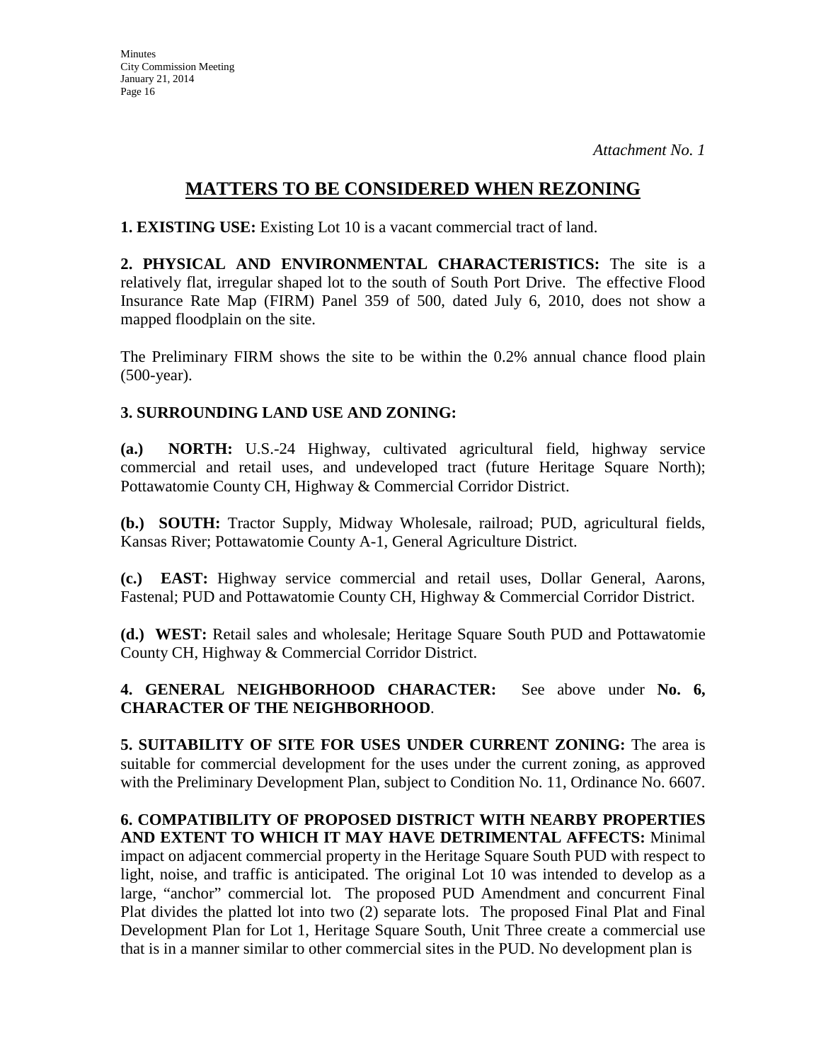*Attachment No. 1*

# MATTERS TO BE CONSIDERED WHEN REZONING

**1. EXISTING USE:** Existing Lot 10 is a vacant commercial tract of land.

**2. PHYSICAL AND ENVIRONMENTAL CHARACTERISTICS:** The site is a relatively flat, irregular shaped lot to the south of South Port Drive. The effective Flood Insurance Rate Map (FIRM) Panel 359 of 500, dated July 6, 2010, does not show a mapped floodplain on the site.

The Preliminary FIRM shows the site to be within the 0.2% annual chance flood plain (500-year).

**3. SURROUNDING LAND USE AND ZONING:**

**(a.) NORTH:** U.S.-24 Highway, cultivated agricultural field, highway service commercial and retail uses, and undeveloped tract (future Heritage Square North); Pottawatomie County CH, Highway & Commercial Corridor District.

**(b.) SOUTH:** Tractor Supply, Midway Wholesale, railroad; PUD, agricultural fields, Kansas River; Pottawatomie County A-1, General Agriculture District.

**(c.) EAST:** Highway service commercial and retail uses, Dollar General, Aarons, Fastenal; PUD and Pottawatomie County CH, Highway & Commercial Corridor District.

**(d.) WEST:** Retail sales and wholesale; Heritage Square South PUD and Pottawatomie County CH, Highway & Commercial Corridor District.

**4. GENERAL NEIGHBORHOOD CHARACTER:** See above under **No. 6, CHARACTER OF THE NEIGHBORHOOD**.

**5. SUITABILITY OF SITE FOR USES UNDER CURRENT ZONING:** The area is suitable for commercial development for the uses under the current zoning, as approved with the Preliminary Development Plan, subject to Condition No. 11, Ordinance No. 6607.

**6. COMPATIBILITY OF PROPOSED DISTRICT WITH NEARBY PROPERTIES AND EXTENT TO WHICH IT MAY HAVE DETRIMENTAL AFFECTS:** Minimal impact on adjacent commercial property in the Heritage Square South PUD with respect to light, noise, and traffic is anticipated. The original Lot 10 was intended to develop as a large, "anchor" commercial lot. The proposed PUD Amendment and concurrent Final Plat divides the platted lot into two (2) separate lots. The proposed Final Plat and Final Development Plan for Lot 1, Heritage Square South, Unit Three create a commercial use that is in a manner similar to other commercial sites in the PUD. No development plan is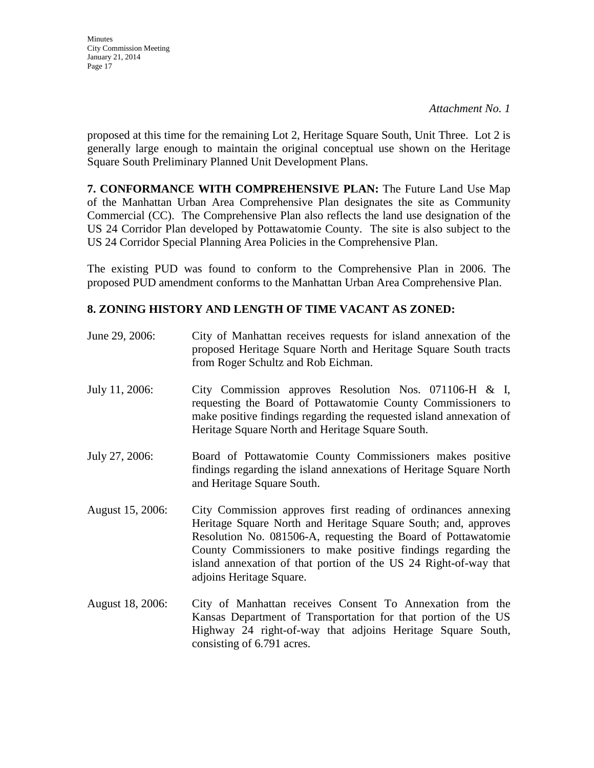*Attachment No. 1*

proposed at this time for the remaining Lot 2, Heritage Square South, Unit Three. Lot 2 is generally large enough to maintain the original conceptual use shown on the Heritage Square South Preliminary Planned Unit Development Plans.

**7. CONFORMANCE WITH COMPREHENSIVE PLAN:** The Future Land Use Map of the Manhattan Urban Area Comprehensive Plan designates the site as Community Commercial (CC). The Comprehensive Plan also reflects the land use designation of the US 24 Corridor Plan developed by Pottawatomie County. The site is also subject to the US 24 Corridor Special Planning Area Policies in the Comprehensive Plan.

The existing PUD was found to conform to the Comprehensive Plan in 2006. The proposed PUD amendment conforms to the Manhattan Urban Area Comprehensive Plan.

**8. ZONING HISTORY AND LENGTH OF TIME VACANT AS ZONED:**

June 29, 2006: City of Manhattan receives requests for island annexation of the proposed Heritage Square North and Heritage Square South tracts from Roger Schultz and Rob Eichman.

July 11, 2006: City Commission approves Resolution Nos. 071106-H & I, requesting the Board of Pottawatomie County Commissioners to make positive findings regarding the requested island annexation of Heritage Square North and Heritage Square South.

July 27, 2006: Board of Pottawatomie County Commissioners makes positive findings regarding the island annexations of Heritage Square North and Heritage Square South.

August 15, 2006: City Commission approves first reading of ordinances annexing Heritage Square North and Heritage Square South; and, approves Resolution No. 081506-A, requesting the Board of Pottawatomie County Commissioners to make positive findings regarding the island annexation of that portion of the US 24 Right-of-way that adjoins Heritage Square.

August 18, 2006: City of Manhattan receives Consent To Annexation from the Kansas Department of Transportation for that portion of the US Highway 24 right-of-way that adjoins Heritage Square South, consisting of 6.791 acres.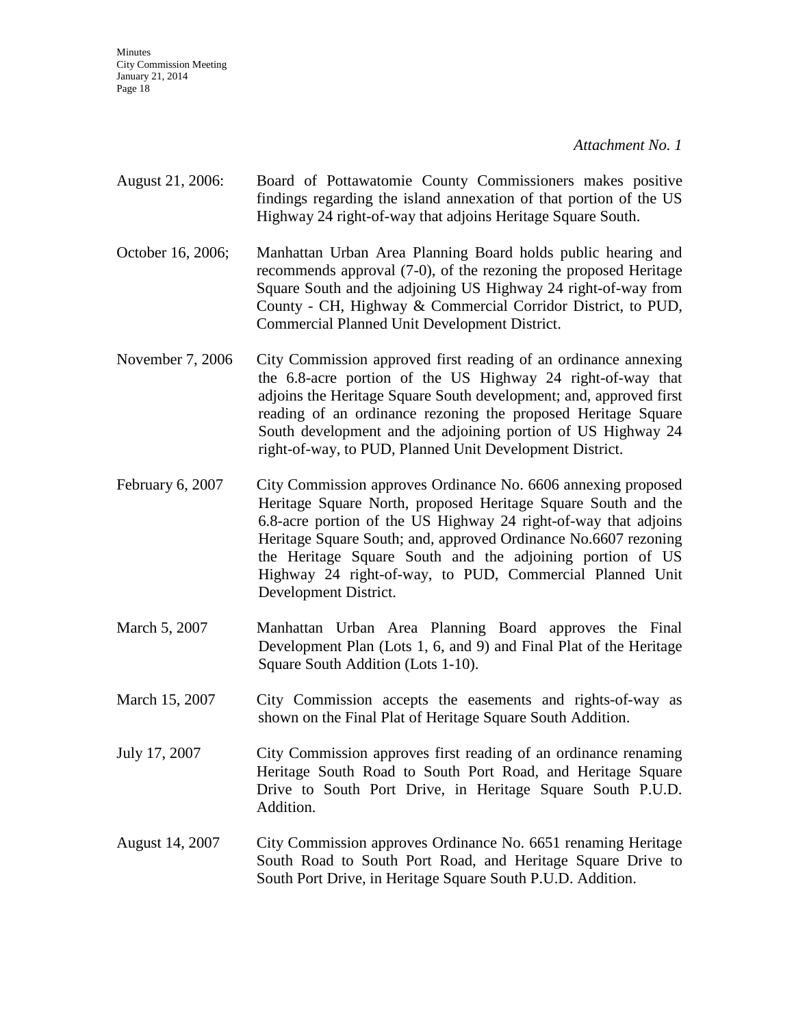*Attachment No. 1*

August 21, 2006: Board of Pottawatomie County Commissioners makes positive findings regarding the island annexation of that portion of the US Highway 24 right-of-way that adjoins Heritage Square South.

October 16, 2006; Manhattan Urban Area Planning Board holds public hearing and recommends approval (7-0), of the rezoning the proposed Heritage Square South and the adjoining US Highway 24 right-of-way from County - CH, Highway & Commercial Corridor District, to PUD, Commercial Planned Unit Development District.

November 7, 2006 City Commission approved first reading of an ordinance annexing the 6.8-acre portion of the US Highway 24 right-of-way that adjoins the Heritage Square South development; and, approved first reading of an ordinance rezoning the proposed Heritage Square South development and the adjoining portion of US Highway 24 right-of-way, to PUD, Planned Unit Development District.

February 6, 2007 City Commission approves Ordinance No. 6606 annexing proposed Heritage Square North, proposed Heritage Square South and the 6.8-acre portion of the US Highway 24 right-of-way that adjoins Heritage Square South; and, approved Ordinance No.6607 rezoning the Heritage Square South and the adjoining portion of US Highway 24 right-of-way, to PUD, Commercial Planned Unit Development District.

March 5, 2007 Manhattan Urban Area Planning Board approves the Final Development Plan (Lots 1, 6, and 9) and Final Plat of the Heritage Square South Addition (Lots 1-10).

March 15, 2007 City Commission accepts the easements and rights-of-way as shown on the Final Plat of Heritage Square South Addition.

July 17, 2007 City Commission approves first reading of an ordinance renaming Heritage South Road to South Port Road, and Heritage Square Drive to South Port Drive, in Heritage Square South P.U.D. Addition.

August 14, 2007 City Commission approves Ordinance No. 6651 renaming Heritage South Road to South Port Road, and Heritage Square Drive to South Port Drive, in Heritage Square South P.U.D. Addition.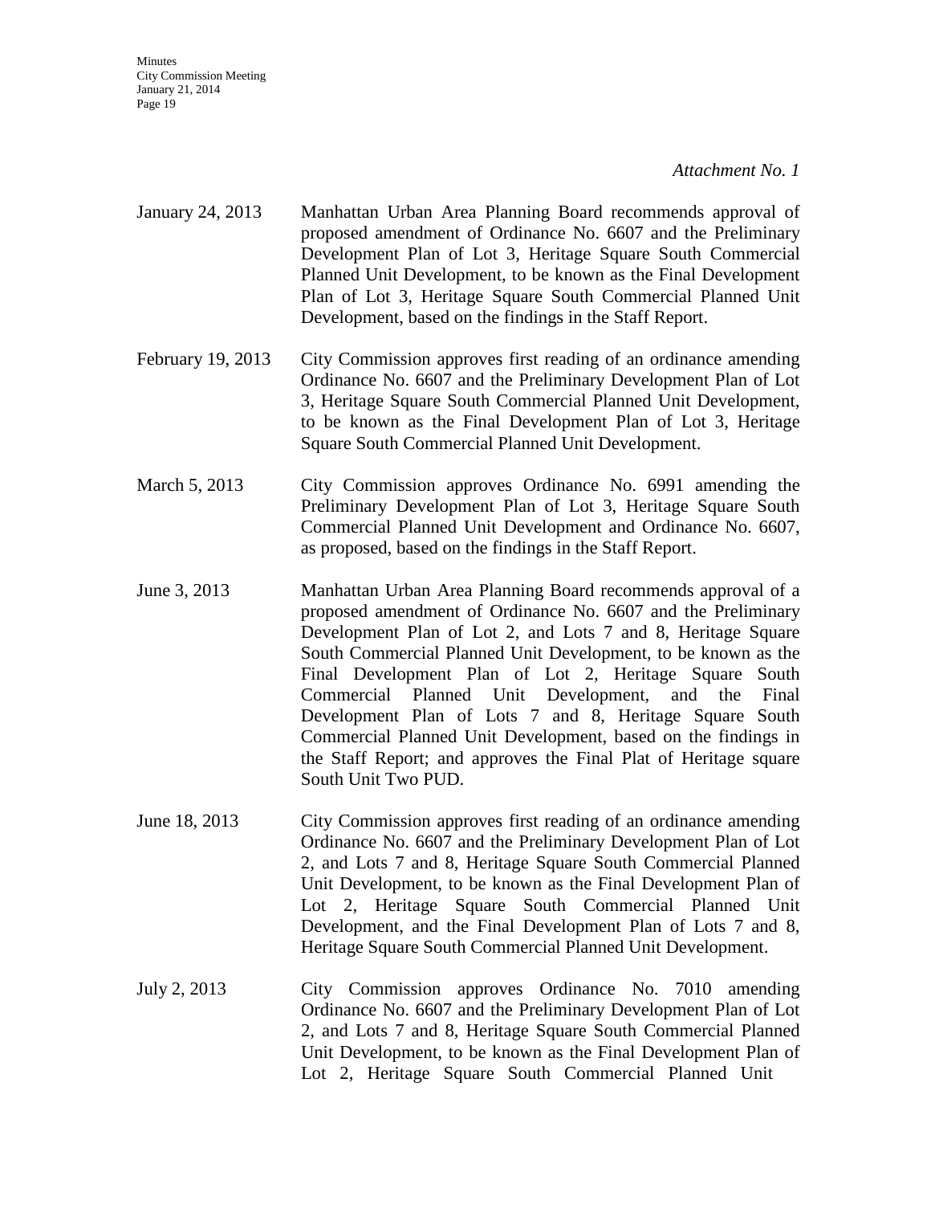*Attachment No. 1*

| | |
|---|---|
| January 24, 2013 | Manhattan Urban Area Planning Board recommends approval of proposed amendment of Ordinance No. 6607 and the Preliminary Development Plan of Lot 3, Heritage Square South Commercial Planned Unit Development, to be known as the Final Development Plan of Lot 3, Heritage Square South Commercial Planned Unit Development, based on the findings in the Staff Report. |
| February 19, 2013 | City Commission approves first reading of an ordinance amending Ordinance No. 6607 and the Preliminary Development Plan of Lot 3, Heritage Square South Commercial Planned Unit Development, to be known as the Final Development Plan of Lot 3, Heritage Square South Commercial Planned Unit Development. |
| March 5, 2013 | City Commission approves Ordinance No. 6991 amending the Preliminary Development Plan of Lot 3, Heritage Square South Commercial Planned Unit Development and Ordinance No. 6607, as proposed, based on the findings in the Staff Report. |
| June 3, 2013 | Manhattan Urban Area Planning Board recommends approval of a proposed amendment of Ordinance No. 6607 and the Preliminary Development Plan of Lot 2, and Lots 7 and 8, Heritage Square South Commercial Planned Unit Development, to be known as the Final Development Plan of Lot 2, Heritage Square South Commercial Planned Unit Development, and the Final Development Plan of Lots 7 and 8, Heritage Square South Commercial Planned Unit Development, based on the findings in the Staff Report; and approves the Final Plat of Heritage square South Unit Two PUD. |
| June 18, 2013 | City Commission approves first reading of an ordinance amending Ordinance No. 6607 and the Preliminary Development Plan of Lot 2, and Lots 7 and 8, Heritage Square South Commercial Planned Unit Development, to be known as the Final Development Plan of Lot 2, Heritage Square South Commercial Planned Unit Development, and the Final Development Plan of Lots 7 and 8, Heritage Square South Commercial Planned Unit Development. |
| July 2, 2013 | City Commission approves Ordinance No. 7010 amending Ordinance No. 6607 and the Preliminary Development Plan of Lot 2, and Lots 7 and 8, Heritage Square South Commercial Planned Unit Development, to be known as the Final Development Plan of Lot 2, Heritage Square South Commercial Planned Unit |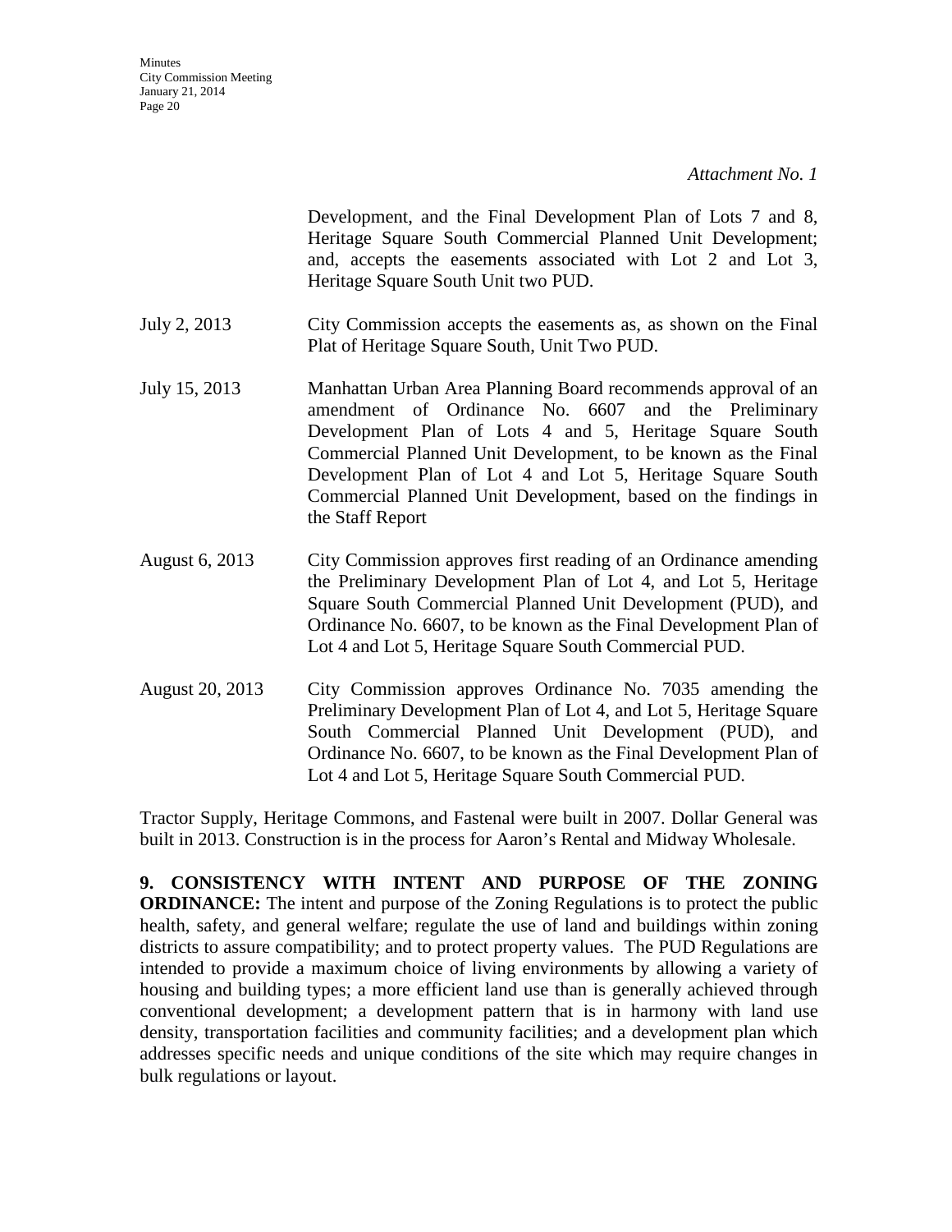*Attachment No. 1*

Development, and the Final Development Plan of Lots 7 and 8, Heritage Square South Commercial Planned Unit Development; and, accepts the easements associated with Lot 2 and Lot 3, Heritage Square South Unit two PUD.

July 2, 2013 City Commission accepts the easements as, as shown on the Final Plat of Heritage Square South, Unit Two PUD.

July 15, 2013 Manhattan Urban Area Planning Board recommends approval of an amendment of Ordinance No. 6607 and the Preliminary Development Plan of Lots 4 and 5, Heritage Square South Commercial Planned Unit Development, to be known as the Final Development Plan of Lot 4 and Lot 5, Heritage Square South Commercial Planned Unit Development, based on the findings in the Staff Report

August 6, 2013 City Commission approves first reading of an Ordinance amending the Preliminary Development Plan of Lot 4, and Lot 5, Heritage Square South Commercial Planned Unit Development (PUD), and Ordinance No. 6607, to be known as the Final Development Plan of Lot 4 and Lot 5, Heritage Square South Commercial PUD.

August 20, 2013 City Commission approves Ordinance No. 7035 amending the Preliminary Development Plan of Lot 4, and Lot 5, Heritage Square South Commercial Planned Unit Development (PUD), and Ordinance No. 6607, to be known as the Final Development Plan of Lot 4 and Lot 5, Heritage Square South Commercial PUD.

Tractor Supply, Heritage Commons, and Fastenal were built in 2007. Dollar General was built in 2013. Construction is in the process for Aaron's Rental and Midway Wholesale.

**9. CONSISTENCY WITH INTENT AND PURPOSE OF THE ZONING ORDINANCE:** The intent and purpose of the Zoning Regulations is to protect the public health, safety, and general welfare; regulate the use of land and buildings within zoning districts to assure compatibility; and to protect property values. The PUD Regulations are intended to provide a maximum choice of living environments by allowing a variety of housing and building types; a more efficient land use than is generally achieved through conventional development; a development pattern that is in harmony with land use density, transportation facilities and community facilities; and a development plan which addresses specific needs and unique conditions of the site which may require changes in bulk regulations or layout.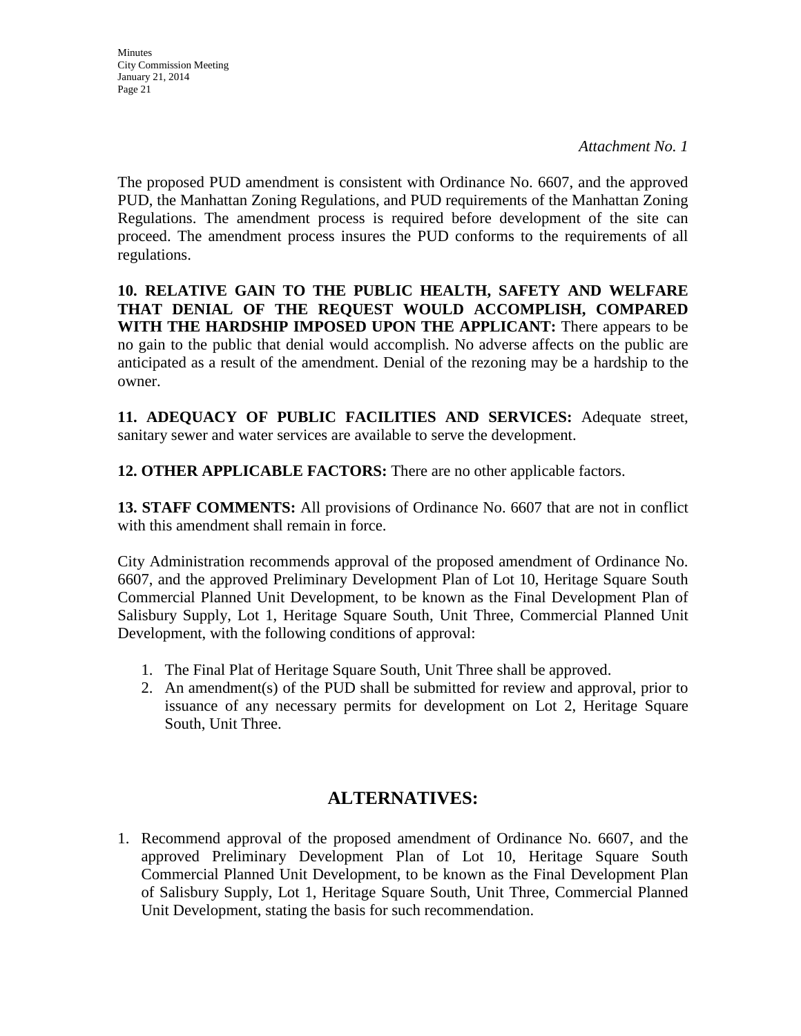*Attachment No. 1*

The proposed PUD amendment is consistent with Ordinance No. 6607, and the approved PUD, the Manhattan Zoning Regulations, and PUD requirements of the Manhattan Zoning Regulations. The amendment process is required before development of the site can proceed. The amendment process insures the PUD conforms to the requirements of all regulations.

**10. RELATIVE GAIN TO THE PUBLIC HEALTH, SAFETY AND WELFARE THAT DENIAL OF THE REQUEST WOULD ACCOMPLISH, COMPARED WITH THE HARDSHIP IMPOSED UPON THE APPLICANT:** There appears to be no gain to the public that denial would accomplish. No adverse affects on the public are anticipated as a result of the amendment. Denial of the rezoning may be a hardship to the owner.

**11. ADEQUACY OF PUBLIC FACILITIES AND SERVICES:** Adequate street, sanitary sewer and water services are available to serve the development.

**12. OTHER APPLICABLE FACTORS:** There are no other applicable factors.

**13. STAFF COMMENTS:** All provisions of Ordinance No. 6607 that are not in conflict with this amendment shall remain in force.

City Administration recommends approval of the proposed amendment of Ordinance No. 6607, and the approved Preliminary Development Plan of Lot 10, Heritage Square South Commercial Planned Unit Development, to be known as the Final Development Plan of Salisbury Supply, Lot 1, Heritage Square South, Unit Three, Commercial Planned Unit Development, with the following conditions of approval:

1. The Final Plat of Heritage Square South, Unit Three shall be approved.
2. An amendment(s) of the PUD shall be submitted for review and approval, prior to issuance of any necessary permits for development on Lot 2, Heritage Square South, Unit Three.

## ALTERNATIVES:

1. Recommend approval of the proposed amendment of Ordinance No. 6607, and the approved Preliminary Development Plan of Lot 10, Heritage Square South Commercial Planned Unit Development, to be known as the Final Development Plan of Salisbury Supply, Lot 1, Heritage Square South, Unit Three, Commercial Planned Unit Development, stating the basis for such recommendation.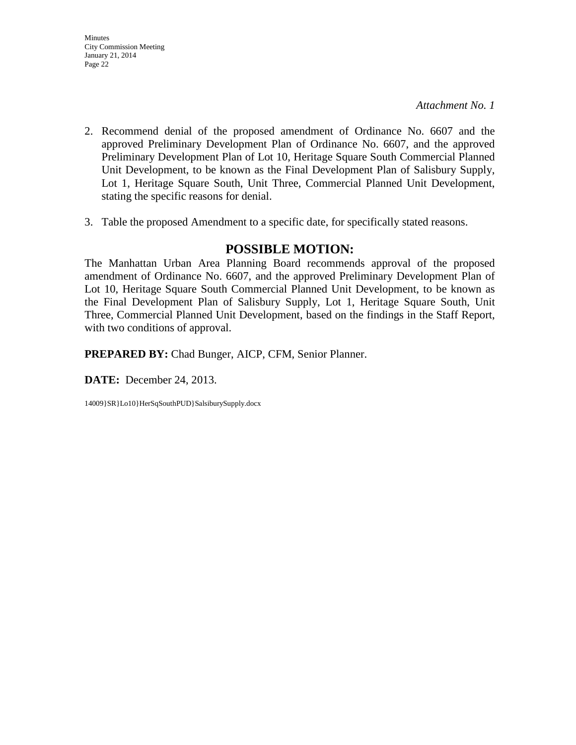*Attachment No. 1*

2. Recommend denial of the proposed amendment of Ordinance No. 6607 and the approved Preliminary Development Plan of Ordinance No. 6607, and the approved Preliminary Development Plan of Lot 10, Heritage Square South Commercial Planned Unit Development, to be known as the Final Development Plan of Salisbury Supply, Lot 1, Heritage Square South, Unit Three, Commercial Planned Unit Development, stating the specific reasons for denial.

3. Table the proposed Amendment to a specific date, for specifically stated reasons.

## POSSIBLE MOTION:

The Manhattan Urban Area Planning Board recommends approval of the proposed amendment of Ordinance No. 6607, and the approved Preliminary Development Plan of Lot 10, Heritage Square South Commercial Planned Unit Development, to be known as the Final Development Plan of Salisbury Supply, Lot 1, Heritage Square South, Unit Three, Commercial Planned Unit Development, based on the findings in the Staff Report, with two conditions of approval.

**PREPARED BY:** Chad Bunger, AICP, CFM, Senior Planner.

**DATE:** December 24, 2013.

14009}SR}Lo10}HerSqSouthPUD}SalsiburySupply.docx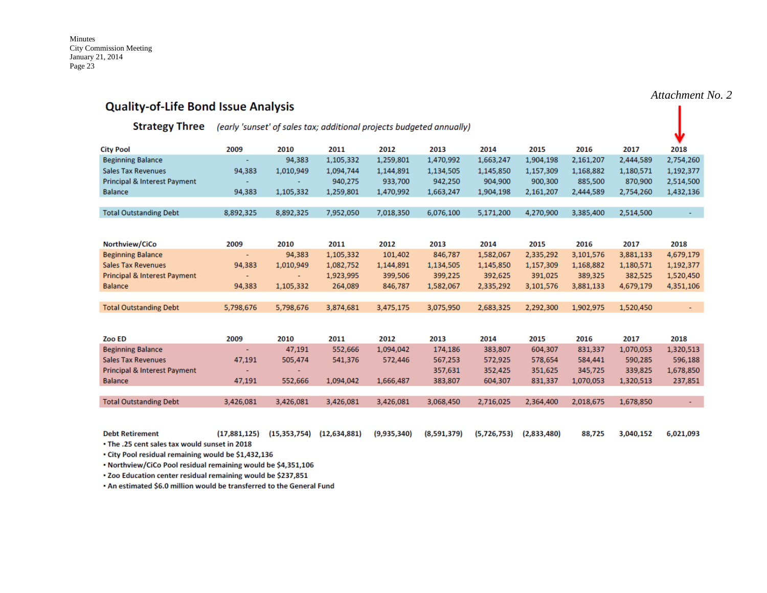*Attachment No. 2*

## Quality-of-Life Bond Issue Analysis

**Strategy Three** *(early 'sunset' of sales tax; additional projects budgeted annually)*

| City Pool | 2009 | 2010 | 2011 | 2012 | 2013 | 2014 | 2015 | 2016 | 2017 | 2018 |
|---|---|---|---|---|---|---|---|---|---|---|
| Beginning Balance | - | 94,383 | 1,105,332 | 1,259,801 | 1,470,992 | 1,663,247 | 1,904,198 | 2,161,207 | 2,444,589 | 2,754,260 |
| Sales Tax Revenues | 94,383 | 1,010,949 | 1,094,744 | 1,144,891 | 1,134,505 | 1,145,850 | 1,157,309 | 1,168,882 | 1,180,571 | 1,192,377 |
| Principal & Interest Payment | - | - | 940,275 | 933,700 | 942,250 | 904,900 | 900,300 | 885,500 | 870,900 | 2,514,500 |
| Balance | 94,383 | 1,105,332 | 1,259,801 | 1,470,992 | 1,663,247 | 1,904,198 | 2,161,207 | 2,444,589 | 2,754,260 | 1,432,136 |
| | | | | | | | | | | |
| Total Outstanding Debt | 8,892,325 | 8,892,325 | 7,952,050 | 7,018,350 | 6,076,100 | 5,171,200 | 4,270,900 | 3,385,400 | 2,514,500 | - |

| Northview/CiCo | 2009 | 2010 | 2011 | 2012 | 2013 | 2014 | 2015 | 2016 | 2017 | 2018 |
|---|---|---|---|---|---|---|---|---|---|---|
| Beginning Balance | - | 94,383 | 1,105,332 | 101,402 | 846,787 | 1,582,067 | 2,335,292 | 3,101,576 | 3,881,133 | 4,679,179 |
| Sales Tax Revenues | 94,383 | 1,010,949 | 1,082,752 | 1,144,891 | 1,134,505 | 1,145,850 | 1,157,309 | 1,168,882 | 1,180,571 | 1,192,377 |
| Principal & Interest Payment | - | - | 1,923,995 | 399,506 | 399,225 | 392,625 | 391,025 | 389,325 | 382,525 | 1,520,450 |
| Balance | 94,383 | 1,105,332 | 264,089 | 846,787 | 1,582,067 | 2,335,292 | 3,101,576 | 3,881,133 | 4,679,179 | 4,351,106 |
| | | | | | | | | | | |
| Total Outstanding Debt | 5,798,676 | 5,798,676 | 3,874,681 | 3,475,175 | 3,075,950 | 2,683,325 | 2,292,300 | 1,902,975 | 1,520,450 | - |

| Zoo ED | 2009 | 2010 | 2011 | 2012 | 2013 | 2014 | 2015 | 2016 | 2017 | 2018 |
|---|---|---|---|---|---|---|---|---|---|---|
| Beginning Balance | - | 47,191 | 552,666 | 1,094,042 | 174,186 | 383,807 | 604,307 | 831,337 | 1,070,053 | 1,320,513 |
| Sales Tax Revenues | 47,191 | 505,474 | 541,376 | 572,446 | 567,253 | 572,925 | 578,654 | 584,441 | 590,285 | 596,188 |
| Principal & Interest Payment | - | - | | | 357,631 | 352,425 | 351,625 | 345,725 | 339,825 | 1,678,850 |
| Balance | 47,191 | 552,666 | 1,094,042 | 1,666,487 | 383,807 | 604,307 | 831,337 | 1,070,053 | 1,320,513 | 237,851 |
| | | | | | | | | | | |
| Total Outstanding Debt | 3,426,081 | 3,426,081 | 3,426,081 | 3,426,081 | 3,068,450 | 2,716,025 | 2,364,400 | 2,018,675 | 1,678,850 | - |

| | 2009 | 2010 | 2011 | 2012 | 2013 | 2014 | 2015 | 2016 | 2017 | 2018 |
|---|---|---|---|---|---|---|---|---|---|---|
| **Debt Retirement** | **(17,881,125)** | **(15,353,754)** | **(12,634,881)** | **(9,935,340)** | **(8,591,379)** | **(5,726,753)** | **(2,833,480)** | **88,725** | **3,040,152** | **6,021,093** |

- **The .25 cent sales tax would sunset in 2018**
- **City Pool residual remaining would be $1,432,136**
- **Northview/CiCo Pool residual remaining would be $4,351,106**
- **Zoo Education center residual remaining would be $237,851**
- **An estimated $6.0 million would be transferred to the General Fund**